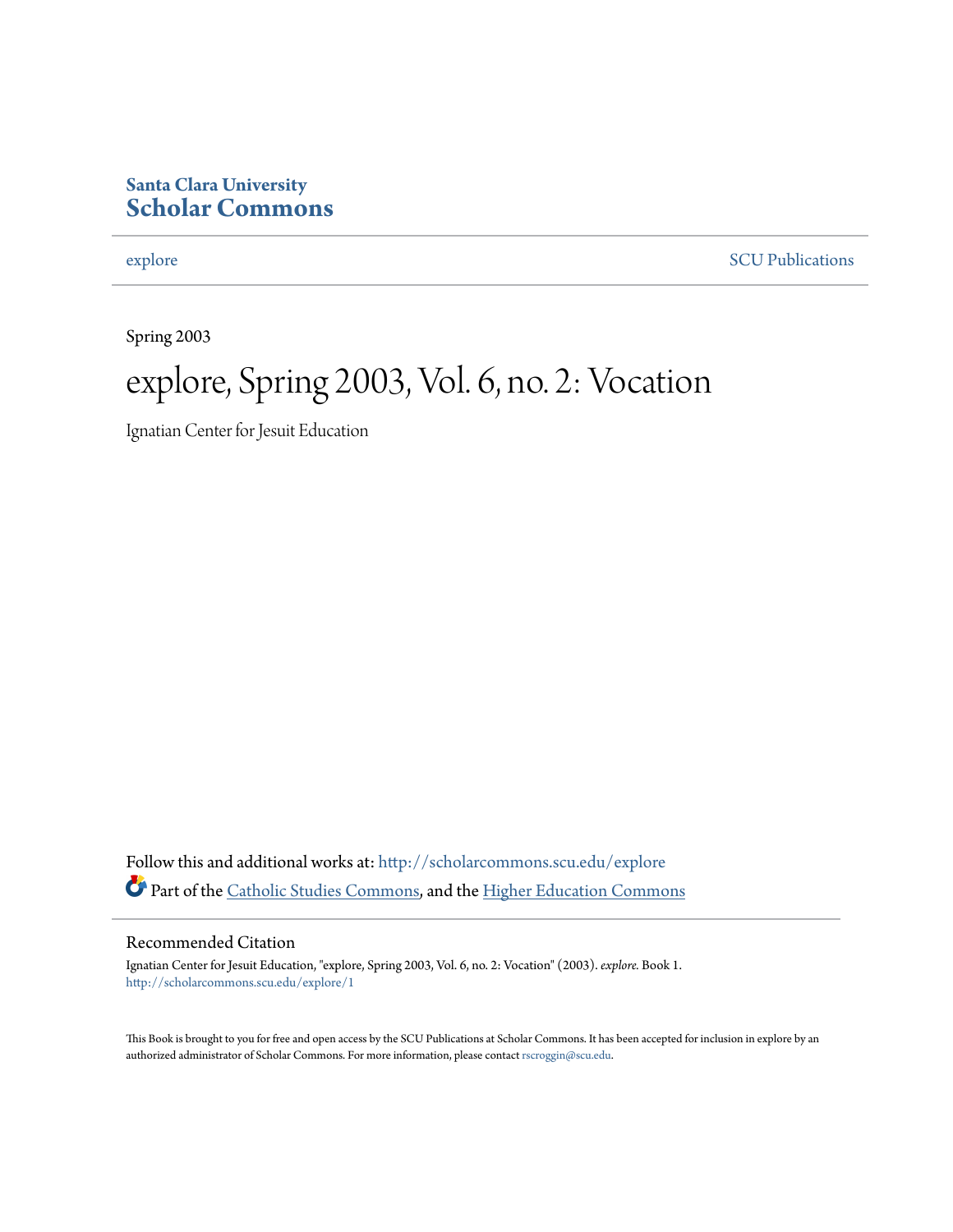Santa Clara University
**Scholar Commons**

explore | SCU Publications

Spring 2003

# explore, Spring 2003, Vol. 6, no. 2: Vocation

Ignatian Center for Jesuit Education

Follow this and additional works at: http://scholarcommons.scu.edu/explore

Part of the Catholic Studies Commons, and the Higher Education Commons

## Recommended Citation

Ignatian Center for Jesuit Education, "explore, Spring 2003, Vol. 6, no. 2: Vocation" (2003). *explore.* Book 1.
http://scholarcommons.scu.edu/explore/1

This Book is brought to you for free and open access by the SCU Publications at Scholar Commons. It has been accepted for inclusion in explore by an authorized administrator of Scholar Commons. For more information, please contact rscroggin@scu.edu.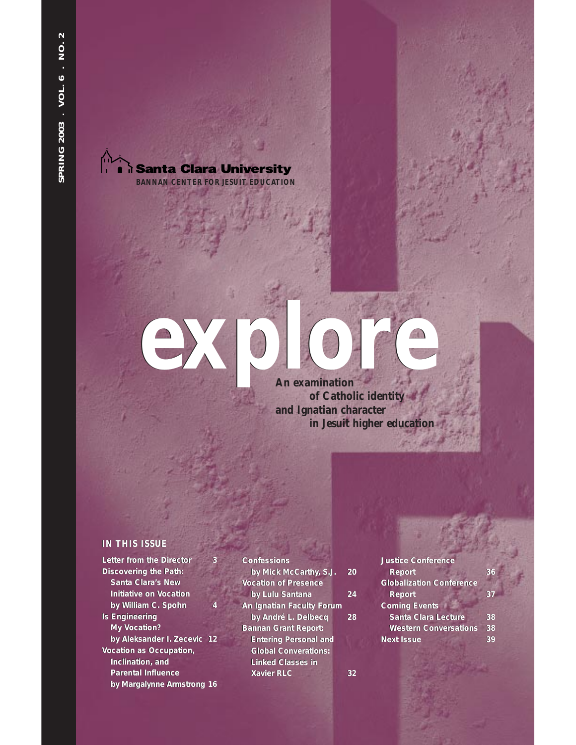SPRING 2003 . VOL. 6 . NO. 2

Santa Clara University

BANNAN CENTER FOR JESUIT EDUCATION

# explore

An examination of Catholic identity and Ignatian character in Jesuit higher education

## IN THIS ISSUE

Letter from the Director 3

Discovering the Path: Santa Clara's New Initiative on Vocation by William C. Spohn 4

Is Engineering My Vocation? by Aleksander I. Zecevic 12

Vocation as Occupation, Inclination, and Parental Influence by Margalynne Armstrong 16

Confessions by Mick McCarthy, S.J. 20

Vocation of Presence by Lulu Santana 24

An Ignatian Faculty Forum by André L. Delbecq 28

Bannan Grant Report: Entering Personal and Global Converations: Linked Classes in Xavier RLC 32

Justice Conference Report 36

Globalization Conference Report 37

Coming Events

Santa Clara Lecture 38

Western Conversations 38

Next Issue 39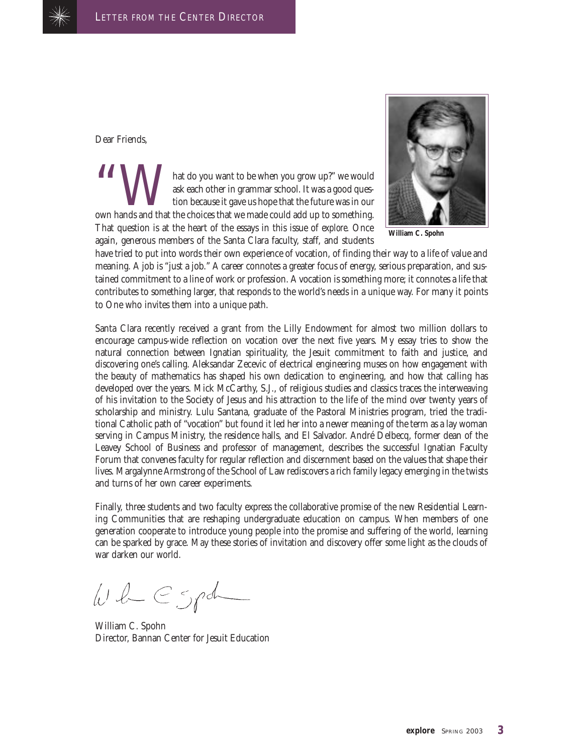# Letter from the Center Director

Dear Friends,

"What do you want to be when you grow up?" we would ask each other in grammar school. It was a good question because it gave us hope that the future was in our own hands and that the choices that we made could add up to something. That question is at the heart of the essays in this issue of *explore*. Once again, generous members of the Santa Clara faculty, staff, and students have tried to put into words their own experience of vocation, of finding their way to a life of value and meaning. A job is "just a job." A career connotes a greater focus of energy, serious preparation, and sustained commitment to a line of work or profession. A vocation is something more; it connotes a life that contributes to something larger, that responds to the world's needs in a unique way. For many it points to One who invites them into a unique path.

**William C. Spohn**

Santa Clara recently received a grant from the Lilly Endowment for almost two million dollars to encourage campus-wide reflection on vocation over the next five years. My essay tries to show the natural connection between Ignatian spirituality, the Jesuit commitment to faith and justice, and discovering one's calling. Aleksandar Zecevic of electrical engineering muses on how engagement with the beauty of mathematics has shaped his own dedication to engineering, and how that calling has developed over the years. Mick McCarthy, S.J., of religious studies and classics traces the interweaving of his invitation to the Society of Jesus and his attraction to the life of the mind over twenty years of scholarship and ministry. Lulu Santana, graduate of the Pastoral Ministries program, tried the traditional Catholic path of "vocation" but found it led her into a newer meaning of the term as a lay woman serving in Campus Ministry, the residence halls, and El Salvador. André Delbecq, former dean of the Leavey School of Business and professor of management, describes the successful Ignatian Faculty Forum that convenes faculty for regular reflection and discernment based on the values that shape their lives. Margalynne Armstrong of the School of Law rediscovers a rich family legacy emerging in the twists and turns of her own career experiments.

Finally, three students and two faculty express the collaborative promise of the new Residential Learning Communities that are reshaping undergraduate education on campus. When members of one generation cooperate to introduce young people into the promise and suffering of the world, learning can be sparked by grace. May these stories of invitation and discovery offer some light as the clouds of war darken our world.

William C. Spohn
Director, Bannan Center for Jesuit Education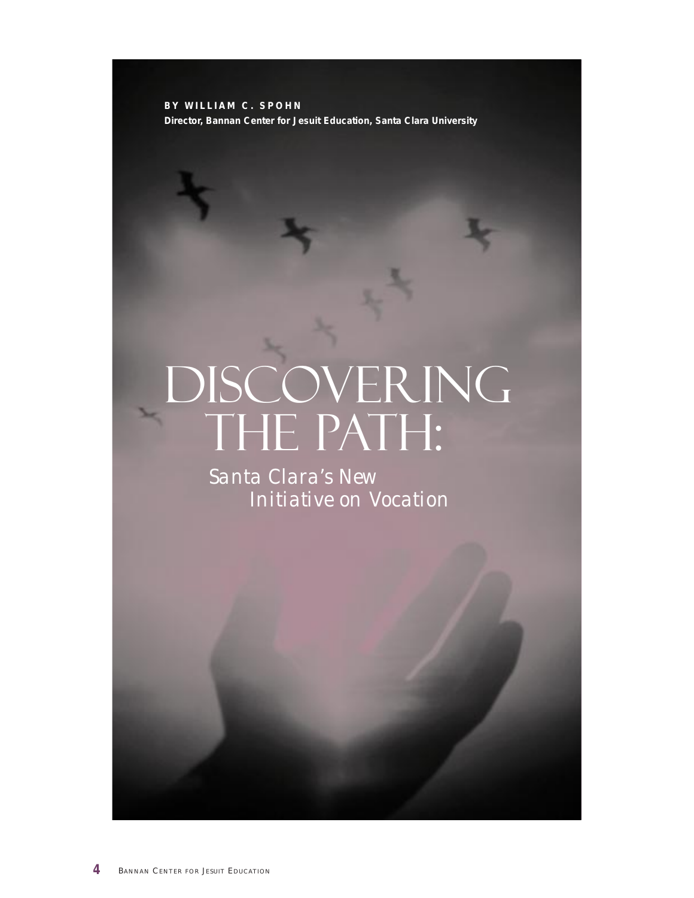**BY WILLIAM C. SPOHN**
**Director, Bannan Center for Jesuit Education, Santa Clara University**

# DISCOVERING THE PATH:

## Santa Clara's New Initiative on Vocation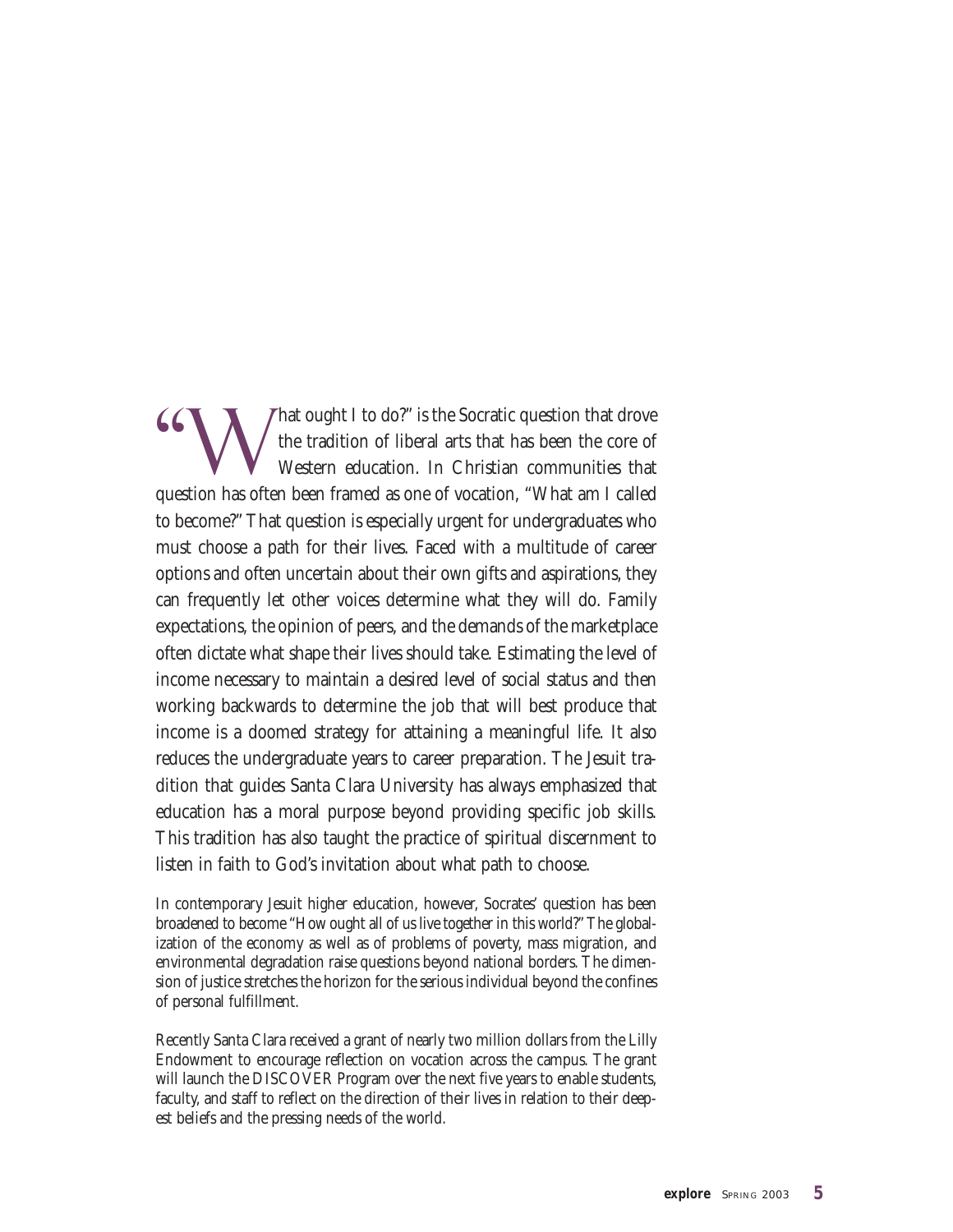"What ought I to do?" is the Socratic question that drove the tradition of liberal arts that has been the core of Western education. In Christian communities that question has often been framed as one of vocation, "What am I called to become?" That question is especially urgent for undergraduates who must choose a path for their lives. Faced with a multitude of career options and often uncertain about their own gifts and aspirations, they can frequently let other voices determine what they will do. Family expectations, the opinion of peers, and the demands of the marketplace often dictate what shape their lives should take. Estimating the level of income necessary to maintain a desired level of social status and then working backwards to determine the job that will best produce that income is a doomed strategy for attaining a meaningful life. It also reduces the undergraduate years to career preparation. The Jesuit tradition that guides Santa Clara University has always emphasized that education has a moral purpose beyond providing specific job skills. This tradition has also taught the practice of spiritual discernment to listen in faith to God's invitation about what path to choose.

In contemporary Jesuit higher education, however, Socrates' question has been broadened to become "How ought all of us live together in this world?" The globalization of the economy as well as of problems of poverty, mass migration, and environmental degradation raise questions beyond national borders. The dimension of justice stretches the horizon for the serious individual beyond the confines of personal fulfillment.

Recently Santa Clara received a grant of nearly two million dollars from the Lilly Endowment to encourage reflection on vocation across the campus. The grant will launch the DISCOVER Program over the next five years to enable students, faculty, and staff to reflect on the direction of their lives in relation to their deepest beliefs and the pressing needs of the world.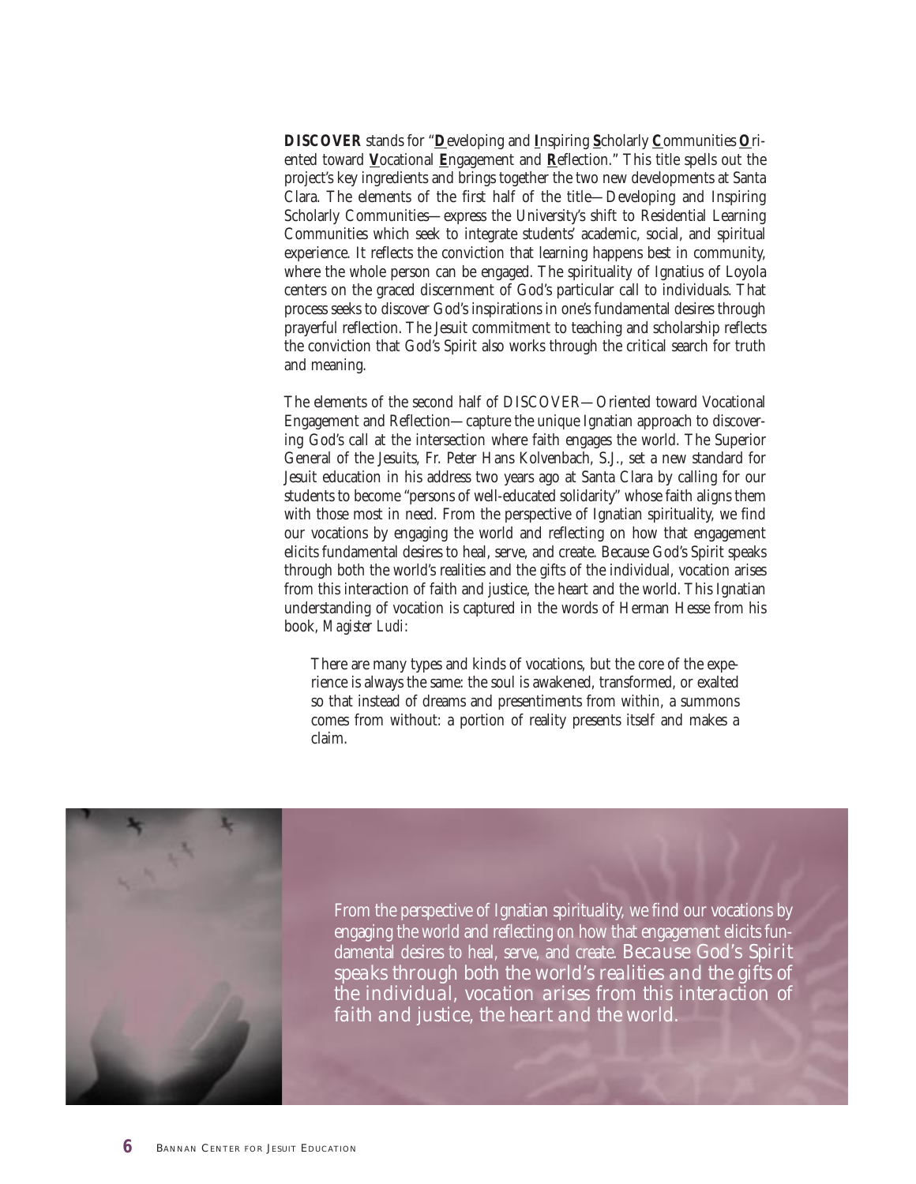**DISCOVER** stands for "**D**eveloping and **I**nspiring **S**cholarly **C**ommunities **O**riented toward **V**ocational **E**ngagement and **R**eflection." This title spells out the project's key ingredients and brings together the two new developments at Santa Clara. The elements of the first half of the title—Developing and Inspiring Scholarly Communities—express the University's shift to Residential Learning Communities which seek to integrate students' academic, social, and spiritual experience. It reflects the conviction that learning happens best in community, where the whole person can be engaged. The spirituality of Ignatius of Loyola centers on the graced discernment of God's particular call to individuals. That process seeks to discover God's inspirations in one's fundamental desires through prayerful reflection. The Jesuit commitment to teaching and scholarship reflects the conviction that God's Spirit also works through the critical search for truth and meaning.

The elements of the second half of DISCOVER—Oriented toward Vocational Engagement and Reflection—capture the unique Ignatian approach to discovering God's call at the intersection where faith engages the world. The Superior General of the Jesuits, Fr. Peter Hans Kolvenbach, S.J., set a new standard for Jesuit education in his address two years ago at Santa Clara by calling for our students to become "persons of well-educated solidarity" whose faith aligns them with those most in need. From the perspective of Ignatian spirituality, we find our vocations by engaging the world and reflecting on how that engagement elicits fundamental desires to heal, serve, and create. Because God's Spirit speaks through both the world's realities and the gifts of the individual, vocation arises from this interaction of faith and justice, the heart and the world. This Ignatian understanding of vocation is captured in the words of Herman Hesse from his book, *Magister Ludi*:

> There are many types and kinds of vocations, but the core of the experience is always the same: the soul is awakened, transformed, or exalted so that instead of dreams and presentiments from within, a summons comes from without: a portion of reality presents itself and makes a claim.

*From the perspective of Ignatian spirituality, we find our vocations by engaging the world and reflecting on how that engagement elicits fundamental desires to heal, serve, and create. Because God's Spirit speaks through both the world's realities and the gifts of the individual, vocation arises from this interaction of faith and justice, the heart and the world.*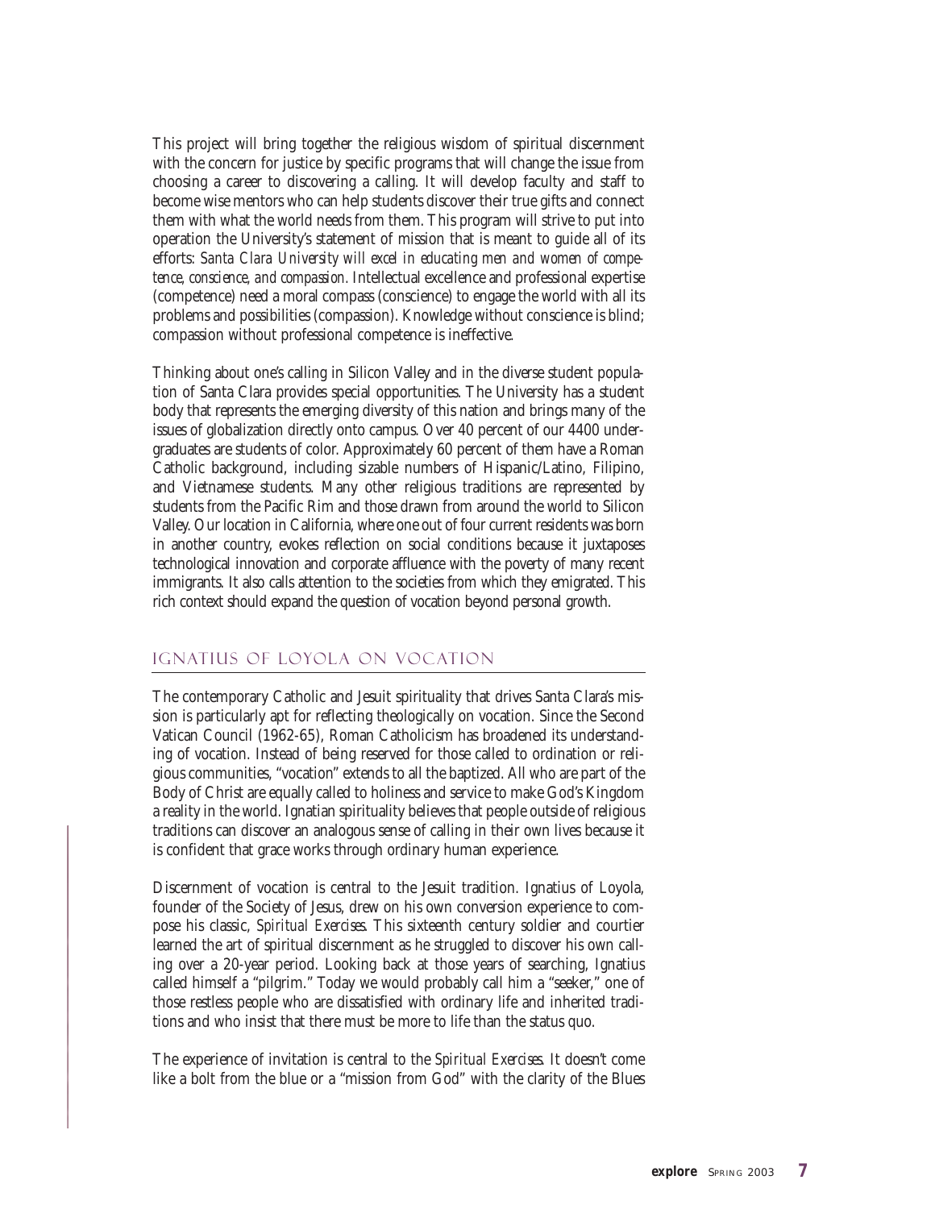This project will bring together the religious wisdom of spiritual discernment with the concern for justice by specific programs that will change the issue from choosing a career to discovering a calling. It will develop faculty and staff to become wise mentors who can help students discover their true gifts and connect them with what the world needs from them. This program will strive to put into operation the University's statement of mission that is meant to guide all of its efforts: *Santa Clara University will excel in educating men and women of competence, conscience, and compassion.* Intellectual excellence and professional expertise (competence) need a moral compass (conscience) to engage the world with all its problems and possibilities (compassion). Knowledge without conscience is blind; compassion without professional competence is ineffective.

Thinking about one's calling in Silicon Valley and in the diverse student population of Santa Clara provides special opportunities. The University has a student body that represents the emerging diversity of this nation and brings many of the issues of globalization directly onto campus. Over 40 percent of our 4400 undergraduates are students of color. Approximately 60 percent of them have a Roman Catholic background, including sizable numbers of Hispanic/Latino, Filipino, and Vietnamese students. Many other religious traditions are represented by students from the Pacific Rim and those drawn from around the world to Silicon Valley. Our location in California, where one out of four current residents was born in another country, evokes reflection on social conditions because it juxtaposes technological innovation and corporate affluence with the poverty of many recent immigrants. It also calls attention to the societies from which they emigrated. This rich context should expand the question of vocation beyond personal growth.

## Ignatius of Loyola on Vocation

The contemporary Catholic and Jesuit spirituality that drives Santa Clara's mission is particularly apt for reflecting theologically on vocation. Since the Second Vatican Council (1962-65), Roman Catholicism has broadened its understanding of vocation. Instead of being reserved for those called to ordination or religious communities, "vocation" extends to all the baptized. All who are part of the Body of Christ are equally called to holiness and service to make God's Kingdom a reality in the world. Ignatian spirituality believes that people outside of religious traditions can discover an analogous sense of calling in their own lives because it is confident that grace works through ordinary human experience.

Discernment of vocation is central to the Jesuit tradition. Ignatius of Loyola, founder of the Society of Jesus, drew on his own conversion experience to compose his classic, *Spiritual Exercises*. This sixteenth century soldier and courtier learned the art of spiritual discernment as he struggled to discover his own calling over a 20-year period. Looking back at those years of searching, Ignatius called himself a "pilgrim." Today we would probably call him a "seeker," one of those restless people who are dissatisfied with ordinary life and inherited traditions and who insist that there must be more to life than the status quo.

The experience of invitation is central to the *Spiritual Exercises*. It doesn't come like a bolt from the blue or a "mission from God" with the clarity of the Blues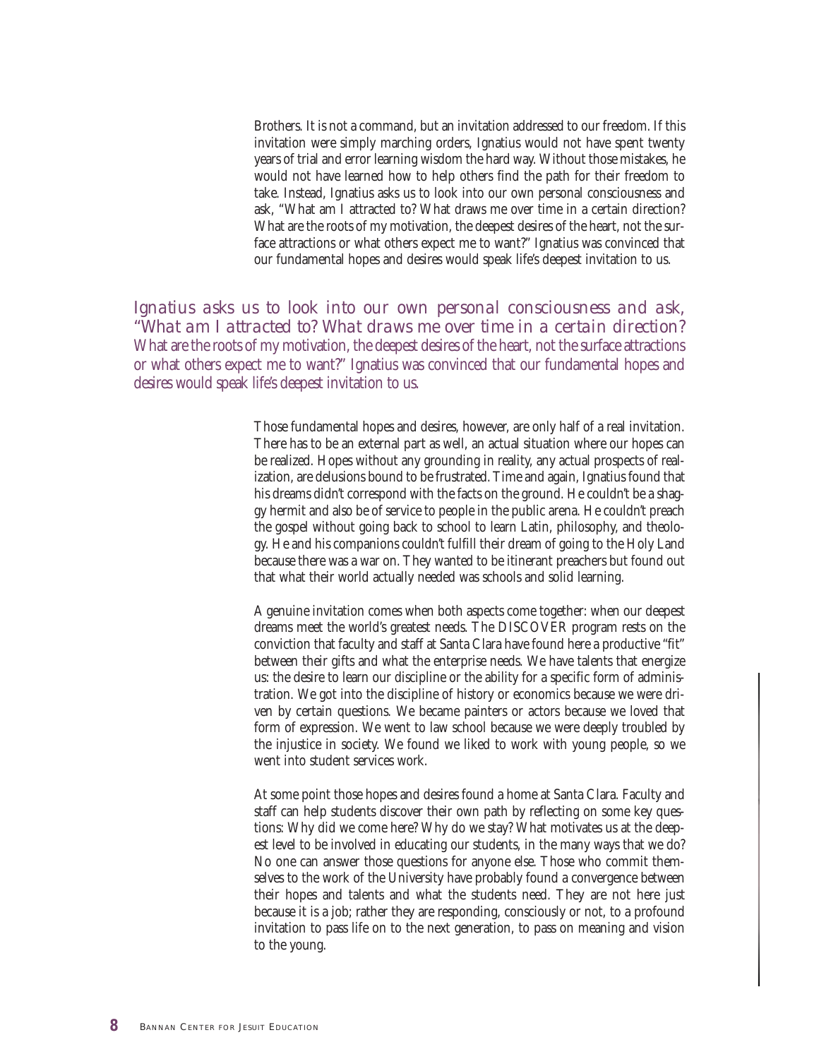Brothers. It is not a command, but an invitation addressed to our freedom. If this invitation were simply marching orders, Ignatius would not have spent twenty years of trial and error learning wisdom the hard way. Without those mistakes, he would not have learned how to help others find the path for their freedom to take. Instead, Ignatius asks us to look into our own personal consciousness and ask, "What am I attracted to? What draws me over time in a certain direction? What are the roots of my motivation, the deepest desires of the heart, not the surface attractions or what others expect me to want?" Ignatius was convinced that our fundamental hopes and desires would speak life's deepest invitation to us.

*Ignatius asks us to look into our own personal consciousness and ask, "What am I attracted to? What draws me over time in a certain direction? What are the roots of my motivation, the deepest desires of the heart, not the surface attractions or what others expect me to want?" Ignatius was convinced that our fundamental hopes and desires would speak life's deepest invitation to us.*

Those fundamental hopes and desires, however, are only half of a real invitation. There has to be an external part as well, an actual situation where our hopes can be realized. Hopes without any grounding in reality, any actual prospects of realization, are delusions bound to be frustrated. Time and again, Ignatius found that his dreams didn't correspond with the facts on the ground. He couldn't be a shaggy hermit and also be of service to people in the public arena. He couldn't preach the gospel without going back to school to learn Latin, philosophy, and theology. He and his companions couldn't fulfill their dream of going to the Holy Land because there was a war on. They wanted to be itinerant preachers but found out that what their world actually needed was schools and solid learning.

A genuine invitation comes when both aspects come together: when our deepest dreams meet the world's greatest needs. The DISCOVER program rests on the conviction that faculty and staff at Santa Clara have found here a productive "fit" between their gifts and what the enterprise needs. We have talents that energize us: the desire to learn our discipline or the ability for a specific form of administration. We got into the discipline of history or economics because we were driven by certain questions. We became painters or actors because we loved that form of expression. We went to law school because we were deeply troubled by the injustice in society. We found we liked to work with young people, so we went into student services work.

At some point those hopes and desires found a home at Santa Clara. Faculty and staff can help students discover their own path by reflecting on some key questions: Why did we come here? Why do we stay? What motivates us at the deepest level to be involved in educating our students, in the many ways that we do? No one can answer those questions for anyone else. Those who commit themselves to the work of the University have probably found a convergence between their hopes and talents and what the students need. They are not here just because it is a job; rather they are responding, consciously or not, to a profound invitation to pass life on to the next generation, to pass on meaning and vision to the young.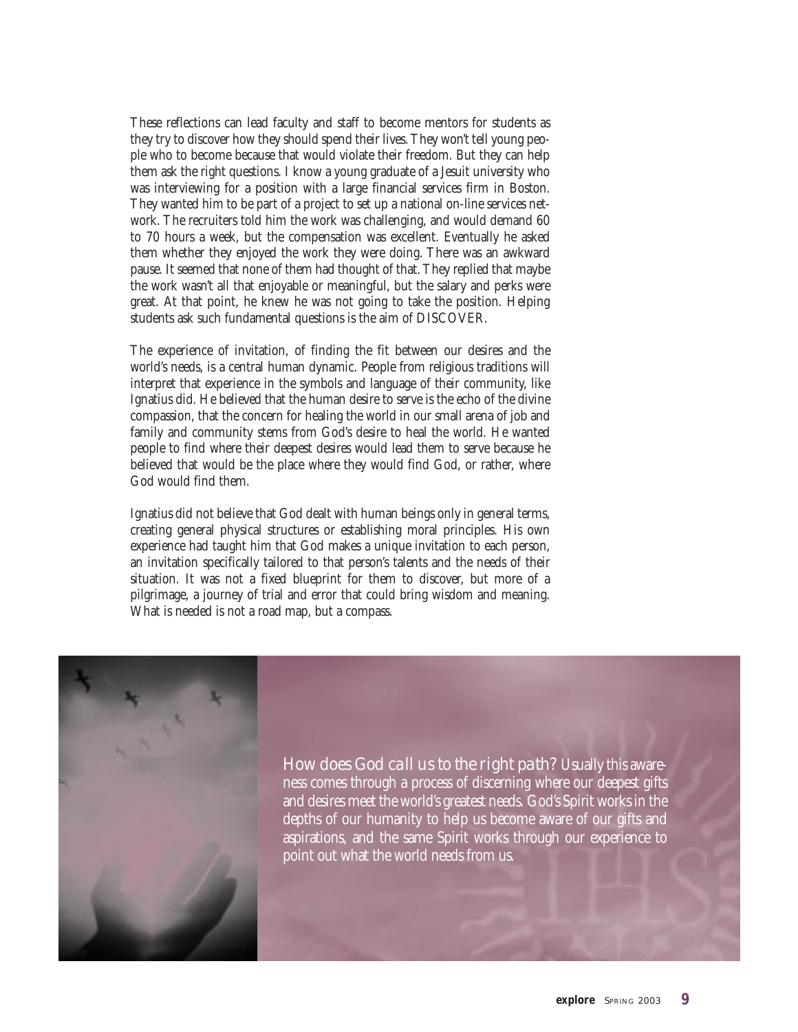These reflections can lead faculty and staff to become mentors for students as they try to discover how they should spend their lives. They won't tell young people who to become because that would violate their freedom. But they can help them ask the right questions. I know a young graduate of a Jesuit university who was interviewing for a position with a large financial services firm in Boston. They wanted him to be part of a project to set up a national on-line services network. The recruiters told him the work was challenging, and would demand 60 to 70 hours a week, but the compensation was excellent. Eventually he asked them whether they enjoyed the work they were doing. There was an awkward pause. It seemed that none of them had thought of that. They replied that maybe the work wasn't all that enjoyable or meaningful, but the salary and perks were great. At that point, he knew he was not going to take the position. Helping students ask such fundamental questions is the aim of DISCOVER.

The experience of invitation, of finding the fit between our desires and the world's needs, is a central human dynamic. People from religious traditions will interpret that experience in the symbols and language of their community, like Ignatius did. He believed that the human desire to serve is the echo of the divine compassion, that the concern for healing the world in our small arena of job and family and community stems from God's desire to heal the world. He wanted people to find where their deepest desires would lead them to serve because he believed that would be the place where they would find God, or rather, where God would find them.

Ignatius did not believe that God dealt with human beings only in general terms, creating general physical structures or establishing moral principles. His own experience had taught him that God makes a unique invitation to each person, an invitation specifically tailored to that person's talents and the needs of their situation. It was not a fixed blueprint for them to discover, but more of a pilgrimage, a journey of trial and error that could bring wisdom and meaning. What is needed is not a road map, but a compass.

*How does God call us to the right path?* Usually this awareness comes through a process of discerning where our deepest gifts and desires meet the world's greatest needs. God's Spirit works in the depths of our humanity to help us become aware of our gifts and aspirations, and the same Spirit works through our experience to point out what the world needs from us.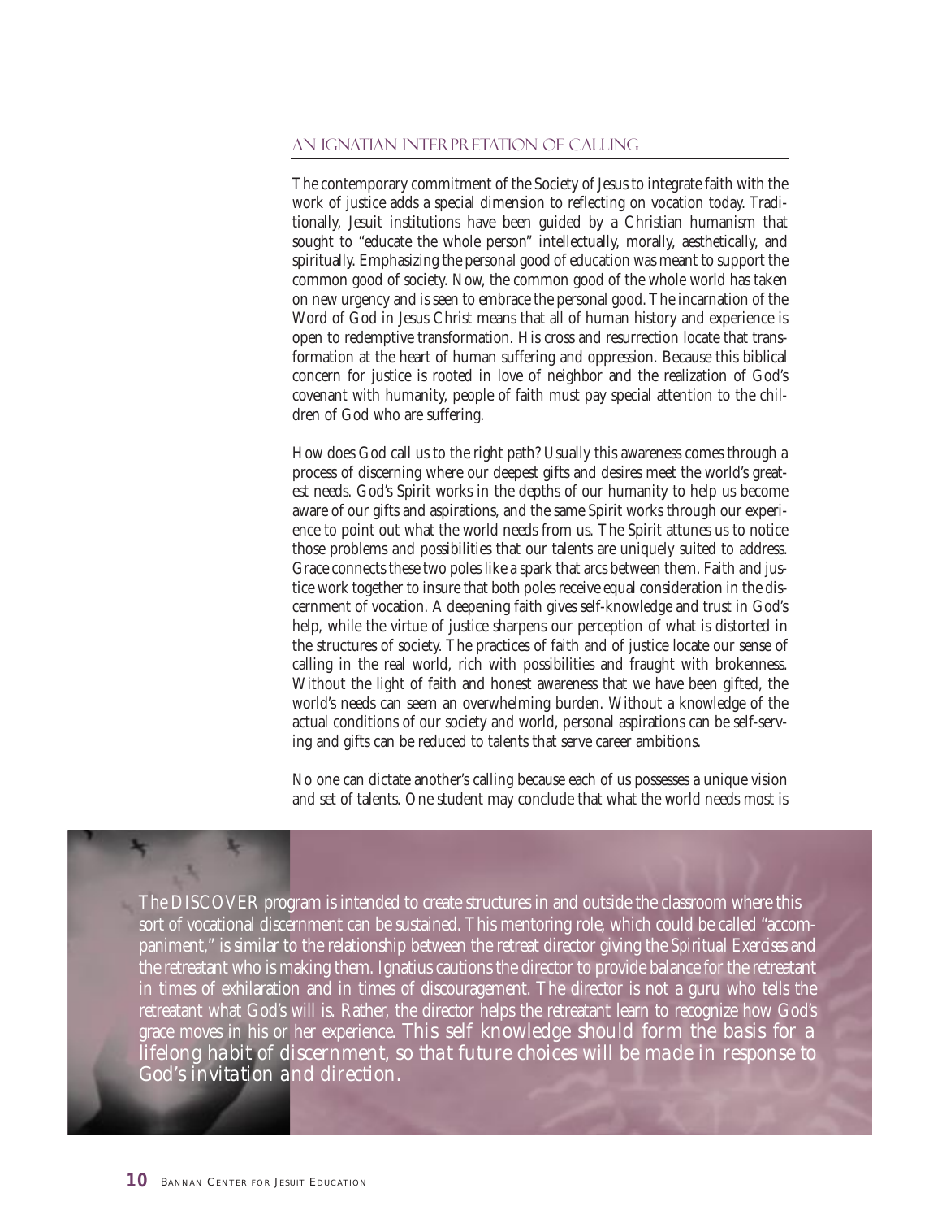## AN IGNATIAN INTERPRETATION OF CALLING

The contemporary commitment of the Society of Jesus to integrate faith with the work of justice adds a special dimension to reflecting on vocation today. Traditionally, Jesuit institutions have been guided by a Christian humanism that sought to "educate the whole person" intellectually, morally, aesthetically, and spiritually. Emphasizing the personal good of education was meant to support the common good of society. Now, the common good of the whole world has taken on new urgency and is seen to embrace the personal good. The incarnation of the Word of God in Jesus Christ means that all of human history and experience is open to redemptive transformation. His cross and resurrection locate that transformation at the heart of human suffering and oppression. Because this biblical concern for justice is rooted in love of neighbor and the realization of God's covenant with humanity, people of faith must pay special attention to the children of God who are suffering.

How does God call us to the right path? Usually this awareness comes through a process of discerning where our deepest gifts and desires meet the world's greatest needs. God's Spirit works in the depths of our humanity to help us become aware of our gifts and aspirations, and the same Spirit works through our experience to point out what the world needs from us. The Spirit attunes us to notice those problems and possibilities that our talents are uniquely suited to address. Grace connects these two poles like a spark that arcs between them. Faith and justice work together to insure that both poles receive equal consideration in the discernment of vocation. A deepening faith gives self-knowledge and trust in God's help, while the virtue of justice sharpens our perception of what is distorted in the structures of society. The practices of faith and of justice locate our sense of calling in the real world, rich with possibilities and fraught with brokenness. Without the light of faith and honest awareness that we have been gifted, the world's needs can seem an overwhelming burden. Without a knowledge of the actual conditions of our society and world, personal aspirations can be self-serving and gifts can be reduced to talents that serve career ambitions.

No one can dictate another's calling because each of us possesses a unique vision and set of talents. One student may conclude that what the world needs most is

The DISCOVER program is intended to create structures in and outside the classroom where this sort of vocational discernment can be sustained. This mentoring role, which could be called "accompaniment," is similar to the relationship between the retreat director giving the *Spiritual Exercises* and the retreatant who is making them. Ignatius cautions the director to provide balance for the retreatant in times of exhilaration and in times of discouragement. The director is not a guru who tells the retreatant what God's will is. Rather, the director helps the retreatant learn to recognize how God's grace moves in his or her experience. This self knowledge should form the basis for a lifelong habit of discernment, so that future choices will be made in response to God's invitation and direction.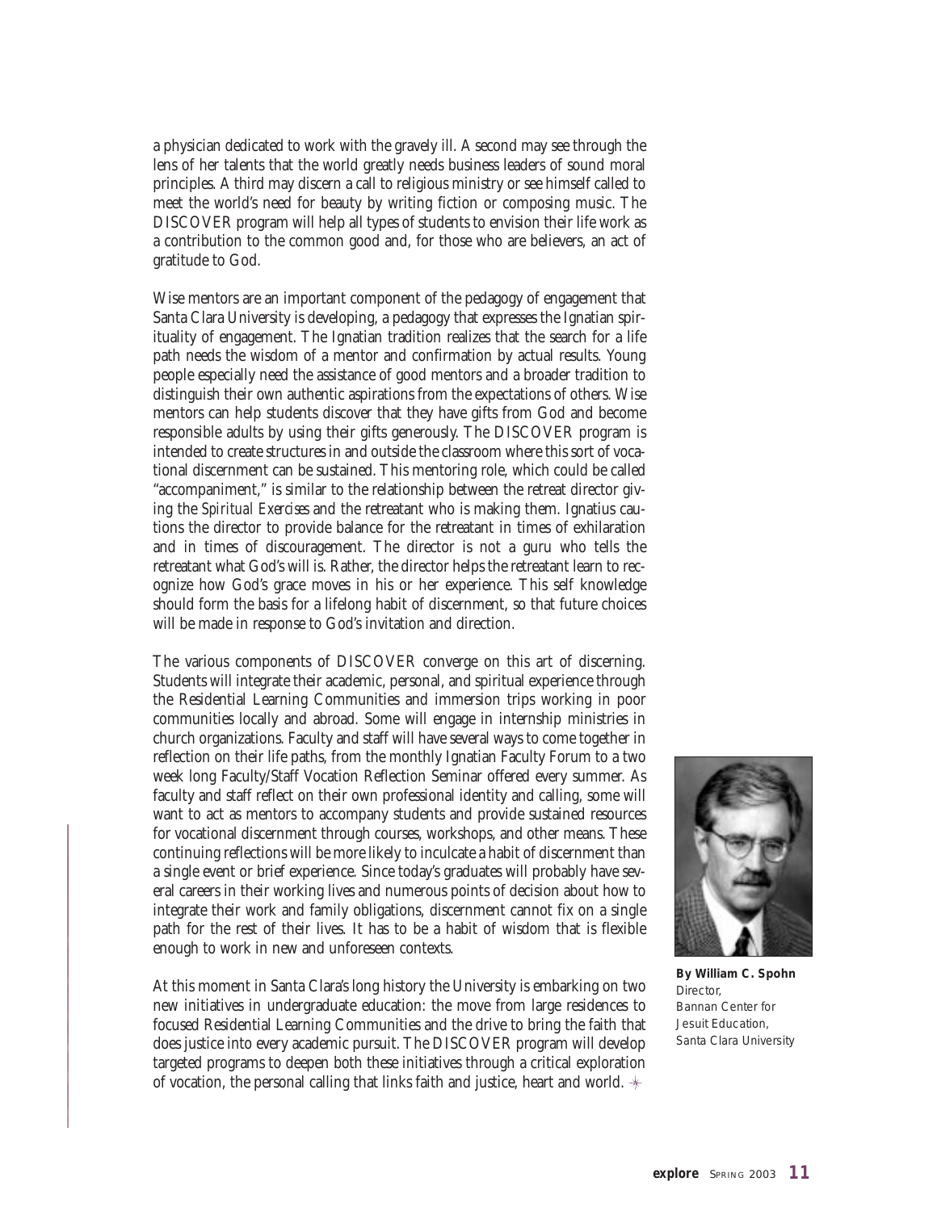a physician dedicated to work with the gravely ill. A second may see through the lens of her talents that the world greatly needs business leaders of sound moral principles. A third may discern a call to religious ministry or see himself called to meet the world's need for beauty by writing fiction or composing music. The DISCOVER program will help all types of students to envision their life work as a contribution to the common good and, for those who are believers, an act of gratitude to God.

Wise mentors are an important component of the pedagogy of engagement that Santa Clara University is developing, a pedagogy that expresses the Ignatian spirituality of engagement. The Ignatian tradition realizes that the search for a life path needs the wisdom of a mentor and confirmation by actual results. Young people especially need the assistance of good mentors and a broader tradition to distinguish their own authentic aspirations from the expectations of others. Wise mentors can help students discover that they have gifts from God and become responsible adults by using their gifts generously. The DISCOVER program is intended to create structures in and outside the classroom where this sort of vocational discernment can be sustained. This mentoring role, which could be called "accompaniment," is similar to the relationship between the retreat director giving the *Spiritual Exercises* and the retreatant who is making them. Ignatius cautions the director to provide balance for the retreatant in times of exhilaration and in times of discouragement. The director is not a guru who tells the retreatant what God's will is. Rather, the director helps the retreatant learn to recognize how God's grace moves in his or her experience. This self knowledge should form the basis for a lifelong habit of discernment, so that future choices will be made in response to God's invitation and direction.

The various components of DISCOVER converge on this art of discerning. Students will integrate their academic, personal, and spiritual experience through the Residential Learning Communities and immersion trips working in poor communities locally and abroad. Some will engage in internship ministries in church organizations. Faculty and staff will have several ways to come together in reflection on their life paths, from the monthly Ignatian Faculty Forum to a two week long Faculty/Staff Vocation Reflection Seminar offered every summer. As faculty and staff reflect on their own professional identity and calling, some will want to act as mentors to accompany students and provide sustained resources for vocational discernment through courses, workshops, and other means. These continuing reflections will be more likely to inculcate a habit of discernment than a single event or brief experience. Since today's graduates will probably have several careers in their working lives and numerous points of decision about how to integrate their work and family obligations, discernment cannot fix on a single path for the rest of their lives. It has to be a habit of wisdom that is flexible enough to work in new and unforeseen contexts.

At this moment in Santa Clara's long history the University is embarking on two new initiatives in undergraduate education: the move from large residences to focused Residential Learning Communities and the drive to bring the faith that does justice into every academic pursuit. The DISCOVER program will develop targeted programs to deepen both these initiatives through a critical exploration of vocation, the personal calling that links faith and justice, heart and world.

**By William C. Spohn**
Director,
Bannan Center for Jesuit Education,
Santa Clara University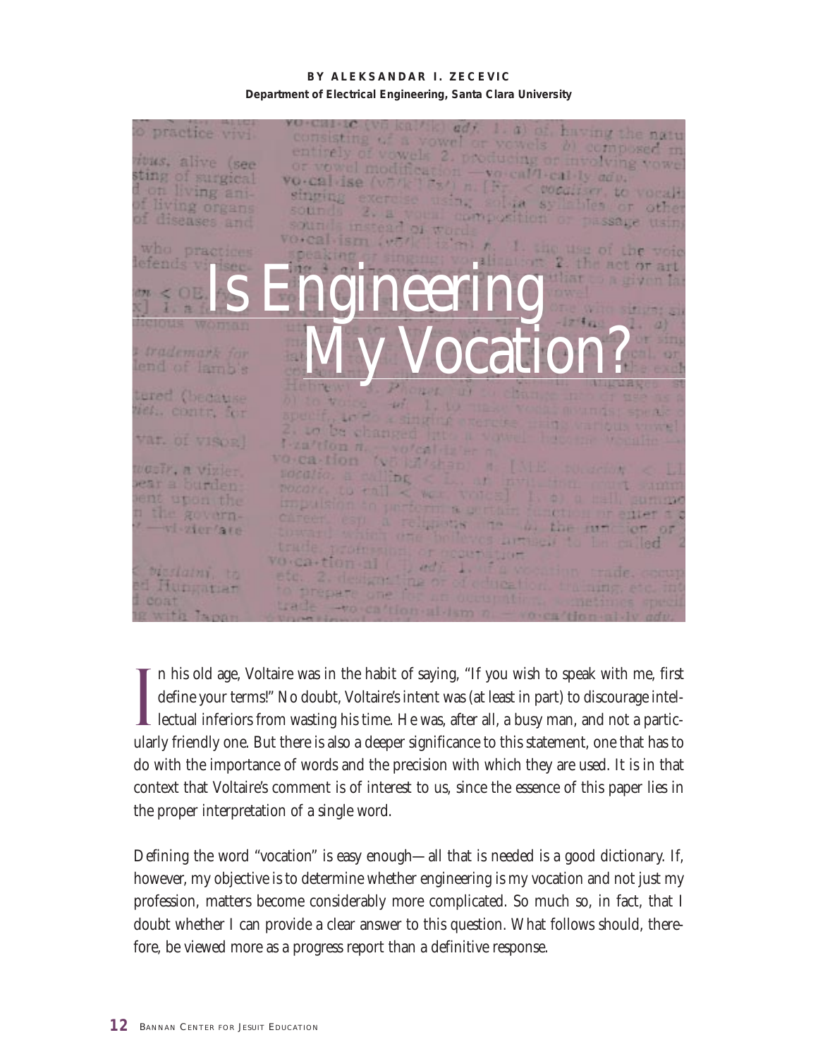**BY ALEKSANDAR I. ZECEVIC**
**Department of Electrical Engineering, Santa Clara University**

# Is Engineering My Vocation?

In his old age, Voltaire was in the habit of saying, "If you wish to speak with me, first define your terms!" No doubt, Voltaire's intent was (at least in part) to discourage intellectual inferiors from wasting his time. He was, after all, a busy man, and not a particularly friendly one. But there is also a deeper significance to this statement, one that has to do with the importance of words and the precision with which they are used. It is in that context that Voltaire's comment is of interest to us, since the essence of this paper lies in the proper interpretation of a single word.

Defining the word "vocation" is easy enough—all that is needed is a good dictionary. If, however, my objective is to determine whether engineering is my vocation and not just my profession, matters become considerably more complicated. So much so, in fact, that I doubt whether I can provide a clear answer to this question. What follows should, therefore, be viewed more as a progress report than a definitive response.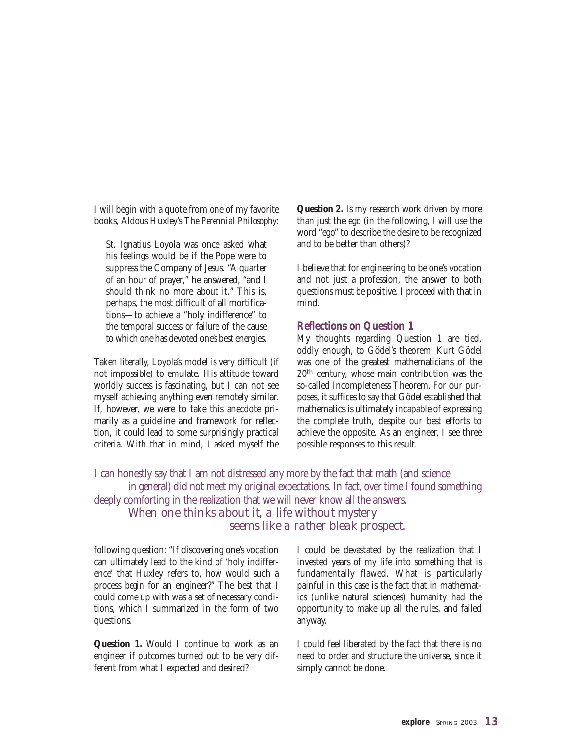I will begin with a quote from one of my favorite books, Aldous Huxley's *The Perennial Philosophy*:

> St. Ignatius Loyola was once asked what his feelings would be if the Pope were to suppress the Company of Jesus. "A quarter of an hour of prayer," he answered, "and I should think no more about it." This is, perhaps, the most difficult of all mortifications—to achieve a "holy indifference" to the temporal success or failure of the cause to which one has devoted one's best energies.

Taken literally, Loyola's model is very difficult (if not impossible) to emulate. His attitude toward worldly success is fascinating, but I can not see myself achieving anything even remotely similar. If, however, we were to take this anecdote primarily as a guideline and framework for reflection, it could lead to some surprisingly practical criteria. With that in mind, I asked myself the following question: "If discovering one's vocation can ultimately lead to the kind of 'holy indifference' that Huxley refers to, how would such a process *begin* for an engineer?" The best that I could come up with was a set of necessary conditions, which I summarized in the form of two questions.

**Question 1.** Would I continue to work as an engineer if outcomes turned out to be very different from what I expected and desired?

**Question 2.** Is my research work driven by more than just the ego (in the following, I will use the word "ego" to describe the desire to be recognized and to be better than others)?

I believe that for engineering to be one's vocation and not just a profession, the answer to both questions must be positive. I proceed with that in mind.

### Reflections on Question 1

My thoughts regarding Question 1 are tied, oddly enough, to Gödel's theorem. Kurt Gödel was one of the greatest mathematicians of the 20th century, whose main contribution was the so-called Incompleteness Theorem. For our purposes, it suffices to say that Gödel established that mathematics is ultimately incapable of expressing the complete truth, despite our best efforts to achieve the opposite. As an engineer, I see three possible responses to this result.

I could be devastated by the realization that I invested years of my life into something that is fundamentally flawed. What is particularly painful in this case is the fact that in mathematics (unlike natural sciences) humanity had the opportunity to make up all the rules, and failed anyway.

I could feel liberated by the fact that there is no need to order and structure the universe, since it simply cannot be done.

> I can honestly say that I am not distressed any more by the fact that math (and science in general) did not meet my original expectations. In fact, over time I found something deeply comforting in the realization that we will never know all the answers. *When one thinks about it, a life without mystery seems like a rather bleak prospect.*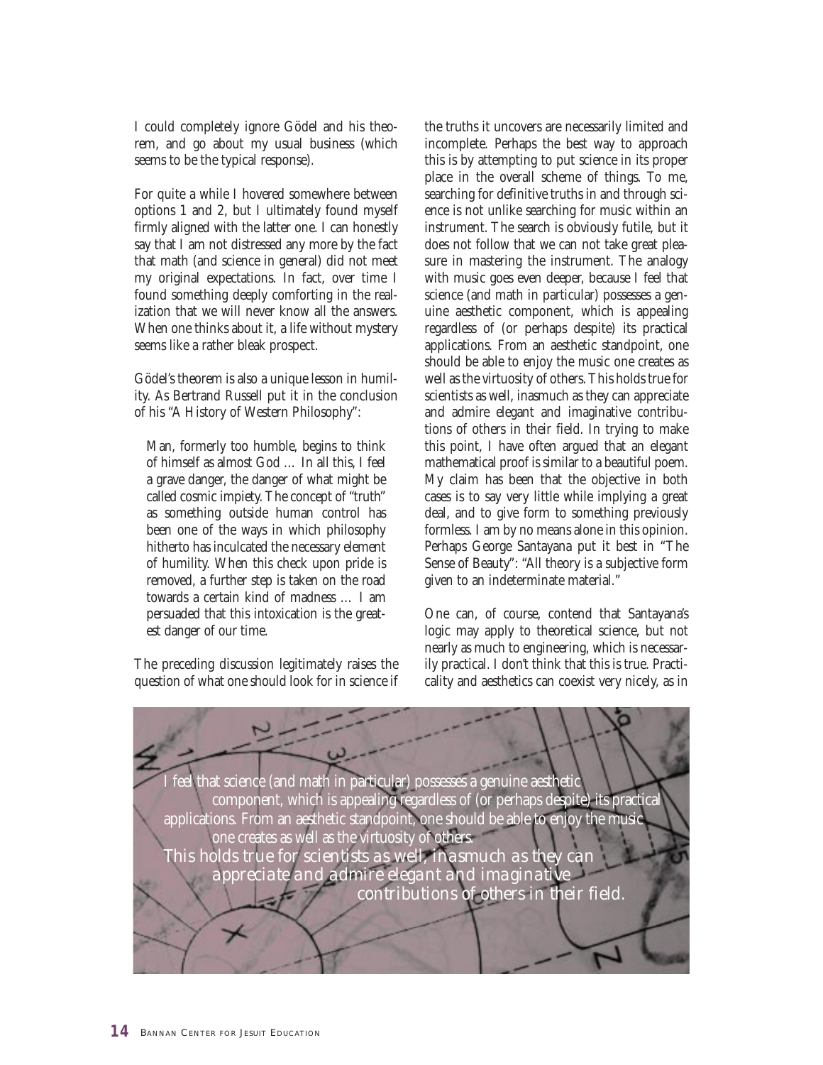I could completely ignore Gödel and his theorem, and go about my usual business (which seems to be the typical response).

For quite a while I hovered somewhere between options 1 and 2, but I ultimately found myself firmly aligned with the latter one. I can honestly say that I am not distressed any more by the fact that math (and science in general) did not meet my original expectations. In fact, over time I found something deeply comforting in the realization that we will never know all the answers. When one thinks about it, a life without mystery seems like a rather bleak prospect.

Gödel's theorem is also a unique lesson in humility. As Bertrand Russell put it in the conclusion of his "A History of Western Philosophy":

> Man, formerly too humble, begins to think of himself as almost God … In all this, I feel a grave danger, the danger of what might be called cosmic impiety. The concept of "truth" as something outside human control has been one of the ways in which philosophy hitherto has inculcated the necessary element of humility. When this check upon pride is removed, a further step is taken on the road towards a certain kind of madness … I am persuaded that this intoxication is the greatest danger of our time.

The preceding discussion legitimately raises the question of what one should look for in science if the truths it uncovers are necessarily limited and incomplete. Perhaps the best way to approach this is by attempting to put science in its proper place in the overall scheme of things. To me, searching for definitive truths in and through science is not unlike searching for music within an instrument. The search is obviously futile, but it does not follow that we can not take great pleasure in mastering the instrument. The analogy with music goes even deeper, because I feel that science (and math in particular) possesses a genuine aesthetic component, which is appealing regardless of (or perhaps despite) its practical applications. From an aesthetic standpoint, one should be able to enjoy the music one creates as well as the virtuosity of others. This holds true for scientists as well, inasmuch as they can appreciate and admire elegant and imaginative contributions of others in their field. In trying to make this point, I have often argued that an elegant mathematical proof is similar to a beautiful poem. My claim has been that the objective in both cases is to say very little while implying a great deal, and to give form to something previously formless. I am by no means alone in this opinion. Perhaps George Santayana put it best in "The Sense of Beauty": "All theory is a subjective form given to an indeterminate material."

One can, of course, contend that Santayana's logic may apply to theoretical science, but not nearly as much to engineering, which is necessarily practical. I don't think that this is true. Practicality and aesthetics can coexist very nicely, as in

> I feel that science (and math in particular) possesses a genuine aesthetic component, which is appealing regardless of (or perhaps despite) its practical applications. From an aesthetic standpoint, one should be able to enjoy the music one creates as well as the virtuosity of others.
> *This holds true for scientists as well, inasmuch as they can appreciate and admire elegant and imaginative contributions of others in their field.*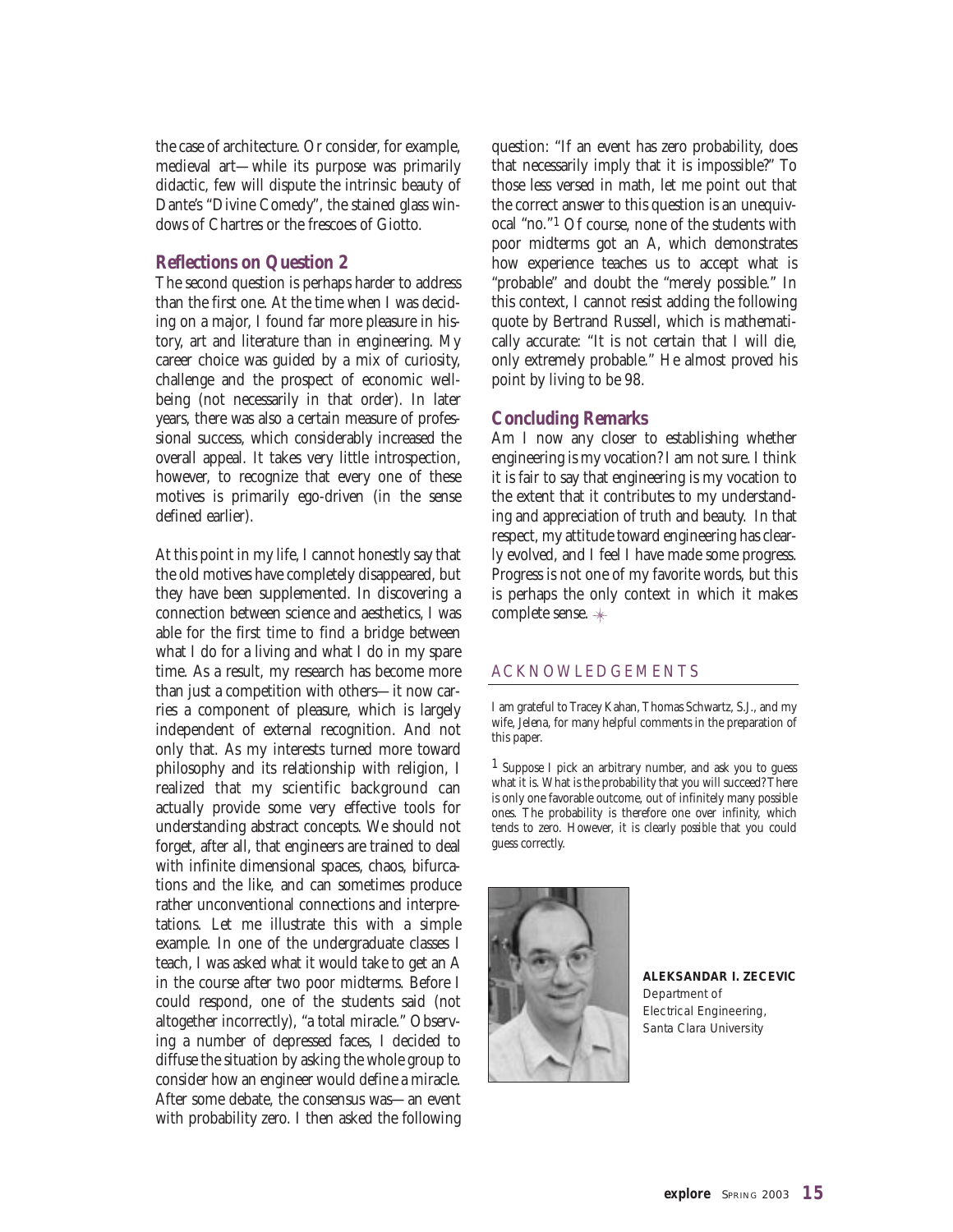the case of architecture. Or consider, for example, medieval art—while its purpose was primarily didactic, few will dispute the intrinsic beauty of Dante's "Divine Comedy", the stained glass windows of Chartres or the frescoes of Giotto.

### Reflections on Question 2

The second question is perhaps harder to address than the first one. At the time when I was deciding on a major, I found far more pleasure in history, art and literature than in engineering. My career choice was guided by a mix of curiosity, challenge and the prospect of economic well-being (not necessarily in that order). In later years, there was also a certain measure of professional success, which considerably increased the overall appeal. It takes very little introspection, however, to recognize that every one of these motives is primarily ego-driven (in the sense defined earlier).

At this point in my life, I cannot honestly say that the old motives have completely disappeared, but they have been supplemented. In discovering a connection between science and aesthetics, I was able for the first time to find a bridge between what I do for a living and what I do in my spare time. As a result, my research has become more than just a competition with others—it now carries a component of pleasure, which is largely independent of external recognition. And not only that. As my interests turned more toward philosophy and its relationship with religion, I realized that my scientific background can actually provide some very effective tools for understanding abstract concepts. We should not forget, after all, that engineers are trained to deal with infinite dimensional spaces, chaos, bifurcations and the like, and can sometimes produce rather unconventional connections and interpretations. Let me illustrate this with a simple example. In one of the undergraduate classes I teach, I was asked what it would take to get an A in the course after two poor midterms. Before I could respond, one of the students said (not altogether incorrectly), "a total miracle." Observing a number of depressed faces, I decided to diffuse the situation by asking the whole group to consider how an engineer would define a miracle. After some debate, the consensus was—an event with probability zero. I then asked the following question: "If an event has zero probability, does that necessarily imply that it is impossible?" To those less versed in math, let me point out that the correct answer to this question is an unequivocal "no."[1] Of course, none of the students with poor midterms got an A, which demonstrates how experience teaches us to accept what is "probable" and doubt the "merely possible." In this context, I cannot resist adding the following quote by Bertrand Russell, which is mathematically accurate: "It is not certain that I will die, only extremely probable." He almost proved his point by living to be 98.

### Concluding Remarks

Am I now any closer to establishing whether engineering is my vocation? I am not sure. I think it is fair to say that engineering is my vocation to the extent that it contributes to my understanding and appreciation of truth and beauty. In that respect, my attitude toward engineering has clearly evolved, and I feel I have made some progress. Progress is not one of my favorite words, but this is perhaps the only context in which it makes complete sense.

### ACKNOWLEDGEMENTS

I am grateful to Tracey Kahan, Thomas Schwartz, S.J., and my wife, Jelena, for many helpful comments in the preparation of this paper.

[1] Suppose I pick an arbitrary number, and ask you to guess what it is. What is the probability that you will succeed? There is only one favorable outcome, out of infinitely many possible ones. The probability is therefore one over infinity, which tends to zero. However, it is clearly *possible* that you could guess correctly.

**ALEKSANDAR I. ZECEVIC**
Department of Electrical Engineering, Santa Clara University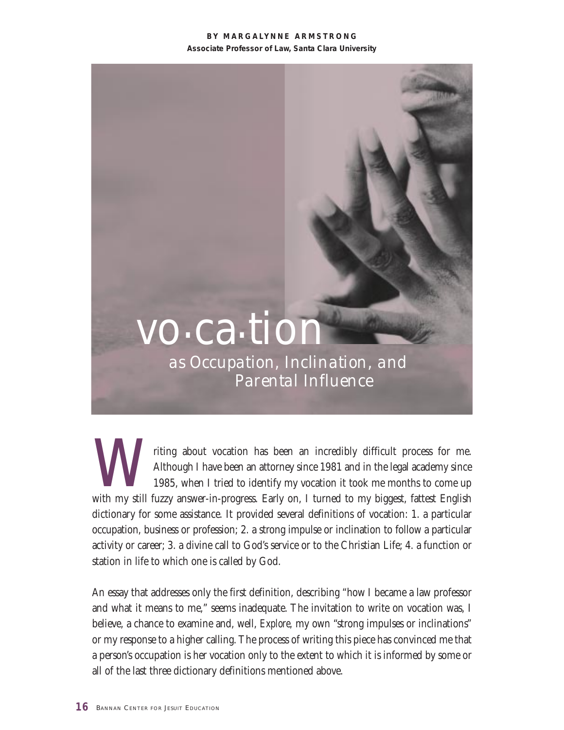BY MARGALYNNE ARMSTRONG
**Associate Professor of Law, Santa Clara University**

# vo·ca·tion
## *as Occupation, Inclination, and Parental Influence*

Writing about vocation has been an incredibly difficult process for me. Although I have been an attorney since 1981 and in the legal academy since 1985, when I tried to identify my vocation it took me months to come up with my still fuzzy answer-in-progress. Early on, I turned to my biggest, fattest English dictionary for some assistance. It provided several definitions of vocation: 1. a particular occupation, business or profession; 2. a strong impulse or inclination to follow a particular activity or career; 3. a divine call to God's service or to the Christian Life; 4. a function or station in life to which one is called by God.

An essay that addresses only the first definition, describing "how I became a law professor and what it means to me," seems inadequate. The invitation to write on vocation was, I believe, a chance to examine and, well, *Explore*, my own "strong impulses or inclinations" or my response to a higher calling. The process of writing this piece has convinced me that a person's occupation is her vocation only to the extent to which it is informed by some or all of the last three dictionary definitions mentioned above.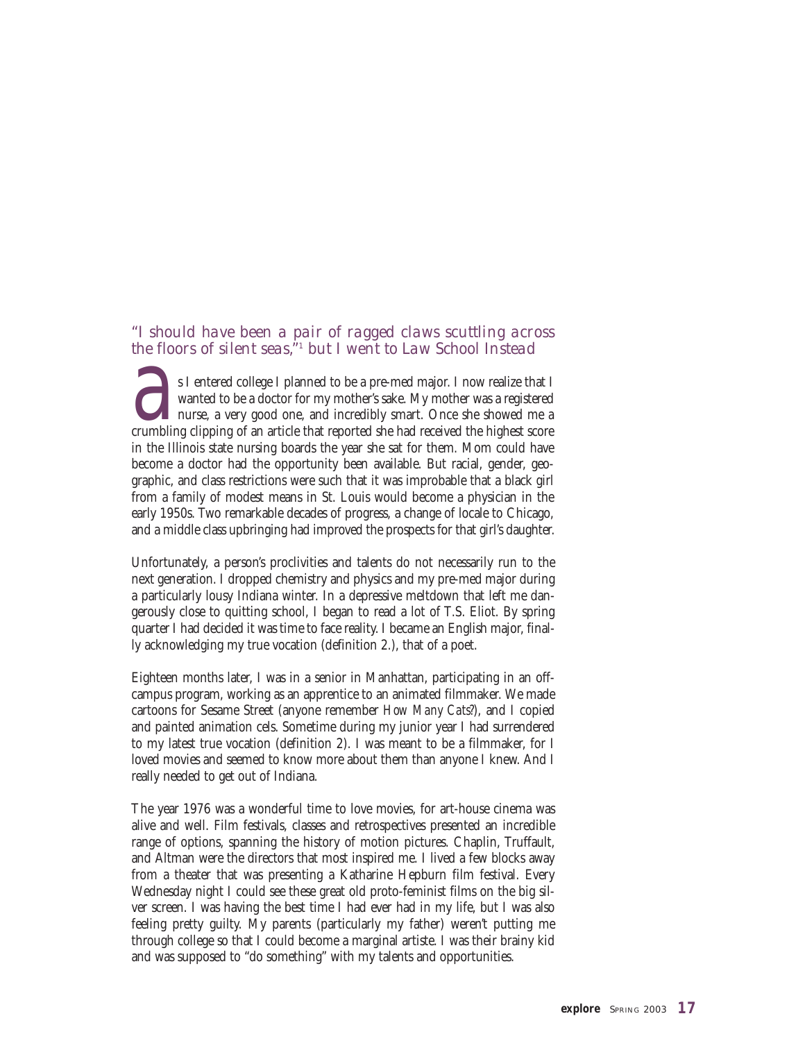## *"I should have been a pair of ragged claws scuttling across the floors of silent seas,"*[1] *but I went to Law School Instead*

As I entered college I planned to be a pre-med major. I now realize that I wanted to be a doctor for my mother's sake. My mother was a registered nurse, a very good one, and incredibly smart. Once she showed me a crumbling clipping of an article that reported she had received the highest score in the Illinois state nursing boards the year she sat for them. Mom could have become a doctor had the opportunity been available. But racial, gender, geographic, and class restrictions were such that it was improbable that a black girl from a family of modest means in St. Louis would become a physician in the early 1950s. Two remarkable decades of progress, a change of locale to Chicago, and a middle class upbringing had improved the prospects for that girl's daughter.

Unfortunately, a person's proclivities and talents do not necessarily run to the next generation. I dropped chemistry and physics and my pre-med major during a particularly lousy Indiana winter. In a depressive meltdown that left me dangerously close to quitting school, I began to read a lot of T.S. Eliot. By spring quarter I had decided it was time to face reality. I became an English major, finally acknowledging my true vocation (definition 2.), that of a poet.

Eighteen months later, I was in a senior in Manhattan, participating in an off-campus program, working as an apprentice to an animated filmmaker. We made cartoons for Sesame Street (anyone remember *How Many Cats*?), and I copied and painted animation cels. Sometime during my junior year I had surrendered to my latest true vocation (definition 2). I was meant to be a filmmaker, for I loved movies and seemed to know more about them than anyone I knew. And I really needed to get out of Indiana.

The year 1976 was a wonderful time to love movies, for art-house cinema was alive and well. Film festivals, classes and retrospectives presented an incredible range of options, spanning the history of motion pictures. Chaplin, Truffault, and Altman were the directors that most inspired me. I lived a few blocks away from a theater that was presenting a Katharine Hepburn film festival. Every Wednesday night I could see these great old proto-feminist films on the big silver screen. I was having the best time I had ever had in my life, but I was also feeling pretty guilty. My parents (particularly my father) weren't putting me through college so that I could become a marginal artiste. I was their brainy kid and was supposed to "do something" with my talents and opportunities.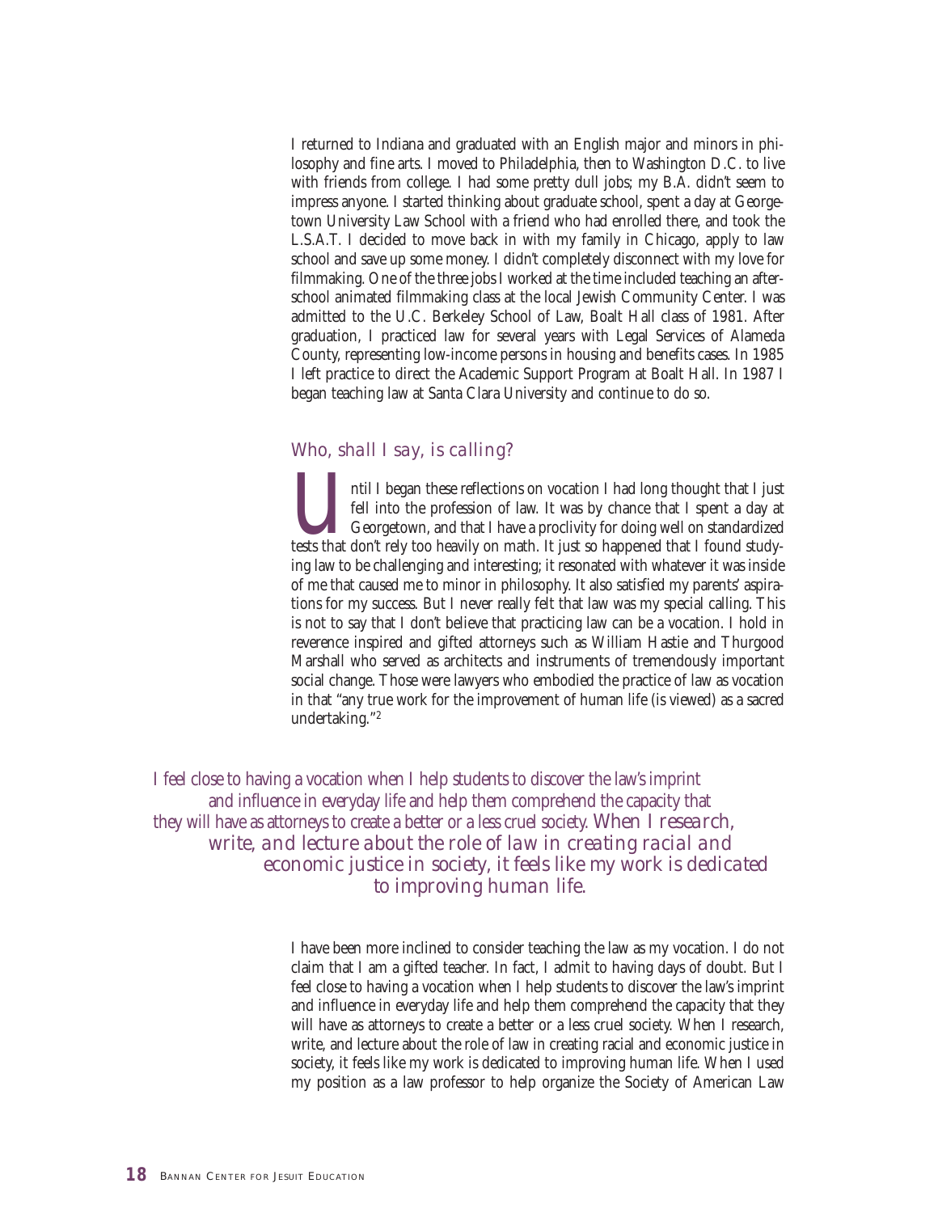I returned to Indiana and graduated with an English major and minors in philosophy and fine arts. I moved to Philadelphia, then to Washington D.C. to live with friends from college. I had some pretty dull jobs; my B.A. didn't seem to impress anyone. I started thinking about graduate school, spent a day at Georgetown University Law School with a friend who had enrolled there, and took the L.S.A.T. I decided to move back in with my family in Chicago, apply to law school and save up some money. I didn't completely disconnect with my love for filmmaking. One of the three jobs I worked at the time included teaching an after-school animated filmmaking class at the local Jewish Community Center. I was admitted to the U.C. Berkeley School of Law, Boalt Hall class of 1981. After graduation, I practiced law for several years with Legal Services of Alameda County, representing low-income persons in housing and benefits cases. In 1985 I left practice to direct the Academic Support Program at Boalt Hall. In 1987 I began teaching law at Santa Clara University and continue to do so.

## *Who, shall I say, is calling?*

Until I began these reflections on vocation I had long thought that I just fell into the profession of law. It was by chance that I spent a day at Georgetown, and that I have a proclivity for doing well on standardized tests that don't rely too heavily on math. It just so happened that I found studying law to be challenging and interesting; it resonated with whatever it was inside of me that caused me to minor in philosophy. It also satisfied my parents' aspirations for my success. But I never really felt that law was my special calling. This is not to say that I don't believe that practicing law can be a vocation. I hold in reverence inspired and gifted attorneys such as William Hastie and Thurgood Marshall who served as architects and instruments of tremendously important social change. Those were lawyers who embodied the practice of law as vocation in that "any true work for the improvement of human life (is viewed) as a sacred undertaking."[2]

*I feel close to having a vocation when I help students to discover the law's imprint and influence in everyday life and help them comprehend the capacity that they will have as attorneys to create a better or a less cruel society. When I research, write, and lecture about the role of law in creating racial and economic justice in society, it feels like my work is dedicated to improving human life.*

I have been more inclined to consider teaching the law as my vocation. I do not claim that I am a gifted teacher. In fact, I admit to having days of doubt. But I feel close to having a vocation when I help students to discover the law's imprint and influence in everyday life and help them comprehend the capacity that they will have as attorneys to create a better or a less cruel society. When I research, write, and lecture about the role of law in creating racial and economic justice in society, it feels like my work is dedicated to improving human life. When I used my position as a law professor to help organize the Society of American Law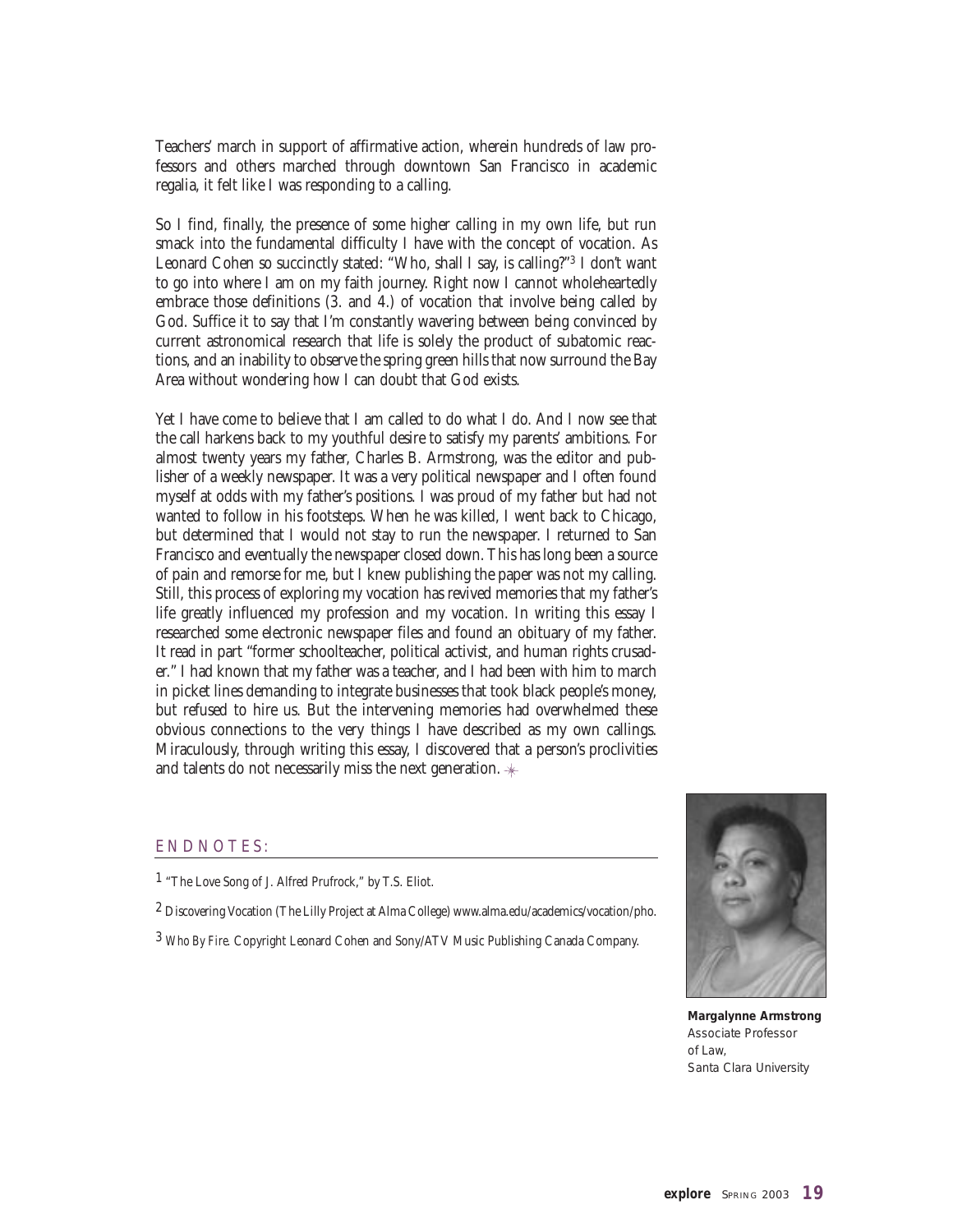Teachers' march in support of affirmative action, wherein hundreds of law professors and others marched through downtown San Francisco in academic regalia, it felt like I was responding to a calling.

So I find, finally, the presence of some higher calling in my own life, but run smack into the fundamental difficulty I have with the concept of vocation. As Leonard Cohen so succinctly stated: "Who, shall I say, is calling?"[3] I don't want to go into where I am on my faith journey. Right now I cannot wholeheartedly embrace those definitions (3. and 4.) of vocation that involve being called by God. Suffice it to say that I'm constantly wavering between being convinced by current astronomical research that life is solely the product of subatomic reactions, and an inability to observe the spring green hills that now surround the Bay Area without wondering how I can doubt that God exists.

Yet I have come to believe that I am called to do what I do. And I now see that the call harkens back to my youthful desire to satisfy my parents' ambitions. For almost twenty years my father, Charles B. Armstrong, was the editor and publisher of a weekly newspaper. It was a very political newspaper and I often found myself at odds with my father's positions. I was proud of my father but had not wanted to follow in his footsteps. When he was killed, I went back to Chicago, but determined that I would not stay to run the newspaper. I returned to San Francisco and eventually the newspaper closed down. This has long been a source of pain and remorse for me, but I knew publishing the paper was not my calling. Still, this process of exploring my vocation has revived memories that my father's life greatly influenced my profession and my vocation. In writing this essay I researched some electronic newspaper files and found an obituary of my father. It read in part "former schoolteacher, political activist, and human rights crusader." I had known that my father was a teacher, and I had been with him to march in picket lines demanding to integrate businesses that took black people's money, but refused to hire us. But the intervening memories had overwhelmed these obvious connections to the very things I have described as my own callings. Miraculously, through writing this essay, I discovered that a person's proclivities and talents do not necessarily miss the next generation.

## ENDNOTES:

1 "The Love Song of J. Alfred Prufrock," by T.S. Eliot.

2 Discovering Vocation (The Lilly Project at Alma College) www.alma.edu/academics/vocation/pho.

3 *Who By Fire.* Copyright Leonard Cohen and Sony/ATV Music Publishing Canada Company.

**Margalynne Armstrong**
Associate Professor of Law,
Santa Clara University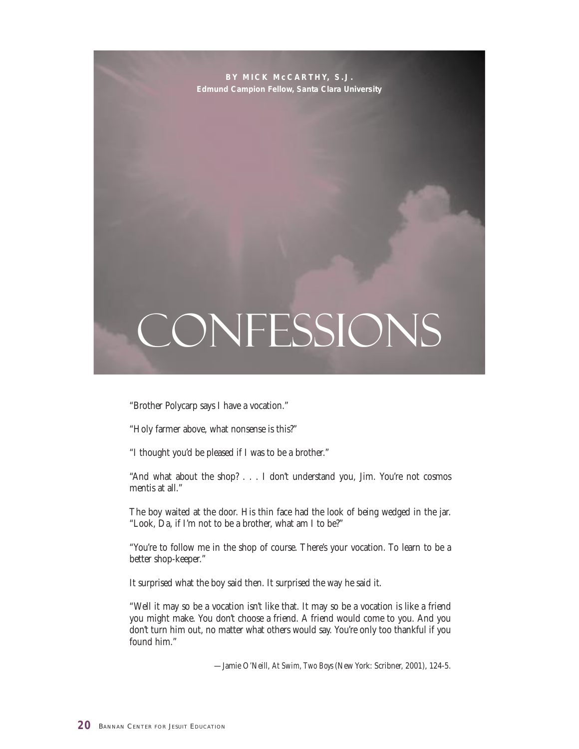BY MICK McCARTHY, S.J.
Edmund Campion Fellow, Santa Clara University

# CONFESSIONS

"Brother Polycarp says I have a vocation."

"Holy farmer above, what nonsense is this?"

"I thought you'd be pleased if I was to be a brother."

"And what about the shop? . . . I don't understand you, Jim. You're not cosmos mentis at all."

The boy waited at the door. His thin face had the look of being wedged in the jar. "Look, Da, if I'm not to be a brother, what am I to be?"

"You're to follow me in the shop of course. There's your vocation. To learn to be a better shop-keeper."

It surprised what the boy said then. It surprised the way he said it.

"Well it may so be a vocation isn't like that. It may so be a vocation is like a friend you might make. You don't choose a friend. A friend would come to you. And you don't turn him out, no matter what others would say. You're only too thankful if you found him."

—Jamie O'Neill, *At Swim, Two Boys* (New York: Scribner, 2001), 124-5.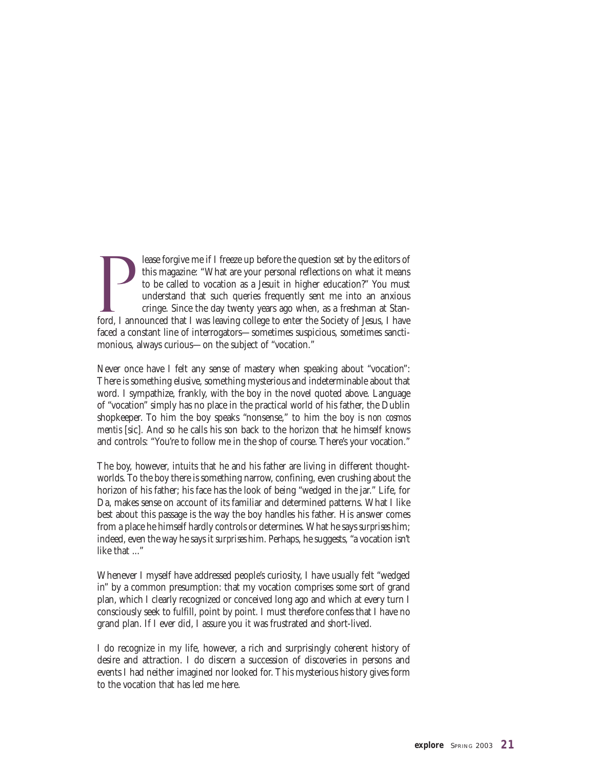Please forgive me if I freeze up before the question set by the editors of this magazine: "What are your personal reflections on what it means to be called to vocation as a Jesuit in higher education?" You must understand that such queries frequently sent me into an anxious cringe. Since the day twenty years ago when, as a freshman at Stanford, I announced that I was leaving college to enter the Society of Jesus, I have faced a constant line of interrogators—sometimes suspicious, sometimes sanctimonious, always curious—on the subject of "vocation."

Never once have I felt any sense of mastery when speaking about "vocation": There is something elusive, something mysterious and indeterminable about that word. I sympathize, frankly, with the boy in the novel quoted above. Language of "vocation" simply has no place in the practical world of his father, the Dublin shopkeeper. To him the boy speaks "nonsense," to him the boy is *non cosmos mentis* [sic]. And so he calls his son back to the horizon that he himself knows and controls: "You're to follow me in the shop of course. There's your vocation."

The boy, however, intuits that he and his father are living in different thought-worlds. To the boy there is something narrow, confining, even crushing about the horizon of his father; his face has the look of being "wedged in the jar." Life, for Da, makes sense on account of its familiar and determined patterns. What I like best about this passage is the way the boy handles his father. His answer comes from a place he himself hardly controls or determines. What he says *surprises* him; indeed, even the way he says it *surprises* him. Perhaps, he suggests, "a vocation isn't like that ..."

Whenever I myself have addressed people's curiosity, I have usually felt "wedged in" by a common presumption: that my vocation comprises some sort of grand plan, which I clearly recognized or conceived long ago and which at every turn I consciously seek to fulfill, point by point. I must therefore confess that I have no grand plan. If I ever did, I assure you it was frustrated and short-lived.

I do recognize in my life, however, a rich and surprisingly coherent history of desire and attraction. I do discern a succession of discoveries in persons and events I had neither imagined nor looked for. This mysterious history gives form to the vocation that has led me here.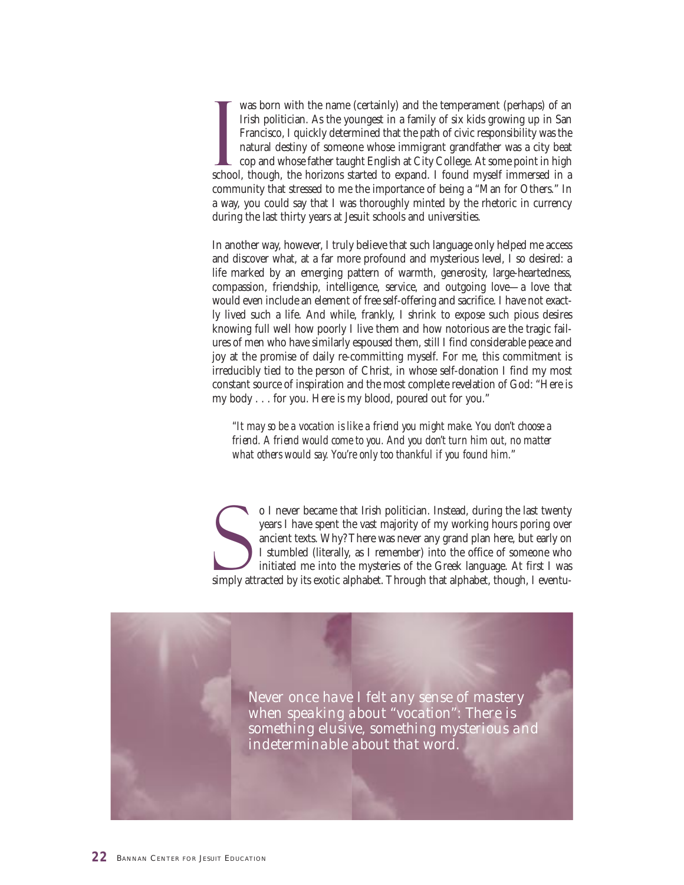I was born with the name (certainly) and the temperament (perhaps) of an Irish politician. As the youngest in a family of six kids growing up in San Francisco, I quickly determined that the path of civic responsibility was the natural destiny of someone whose immigrant grandfather was a city beat cop and whose father taught English at City College. At some point in high school, though, the horizons started to expand. I found myself immersed in a community that stressed to me the importance of being a "Man for Others." In a way, you could say that I was thoroughly minted by the rhetoric in currency during the last thirty years at Jesuit schools and universities.

In another way, however, I truly believe that such language only helped me access and discover what, at a far more profound and mysterious level, I so desired: a life marked by an emerging pattern of warmth, generosity, large-heartedness, compassion, friendship, intelligence, service, and outgoing love—a love that would even include an element of free self-offering and sacrifice. I have not exactly lived such a life. And while, frankly, I shrink to expose such pious desires knowing full well how poorly I live them and how notorious are the tragic failures of men who have similarly espoused them, still I find considerable peace and joy at the promise of daily re-committing myself. For me, this commitment is irreducibly tied to the person of Christ, in whose self-donation I find my most constant source of inspiration and the most complete revelation of God: "Here is my body . . . for you. Here is my blood, poured out for you."

> *"It may so be a vocation is like a friend you might make. You don't choose a friend. A friend would come to you. And you don't turn him out, no matter what others would say. You're only too thankful if you found him."*

So I never became that Irish politician. Instead, during the last twenty years I have spent the vast majority of my working hours poring over ancient texts. Why? There was never any grand plan here, but early on I stumbled (literally, as I remember) into the office of someone who initiated me into the mysteries of the Greek language. At first I was simply attracted by its exotic alphabet. Through that alphabet, though, I eventu-

*Never once have I felt any sense of mastery when speaking about "vocation": There is something elusive, something mysterious and indeterminable about that word.*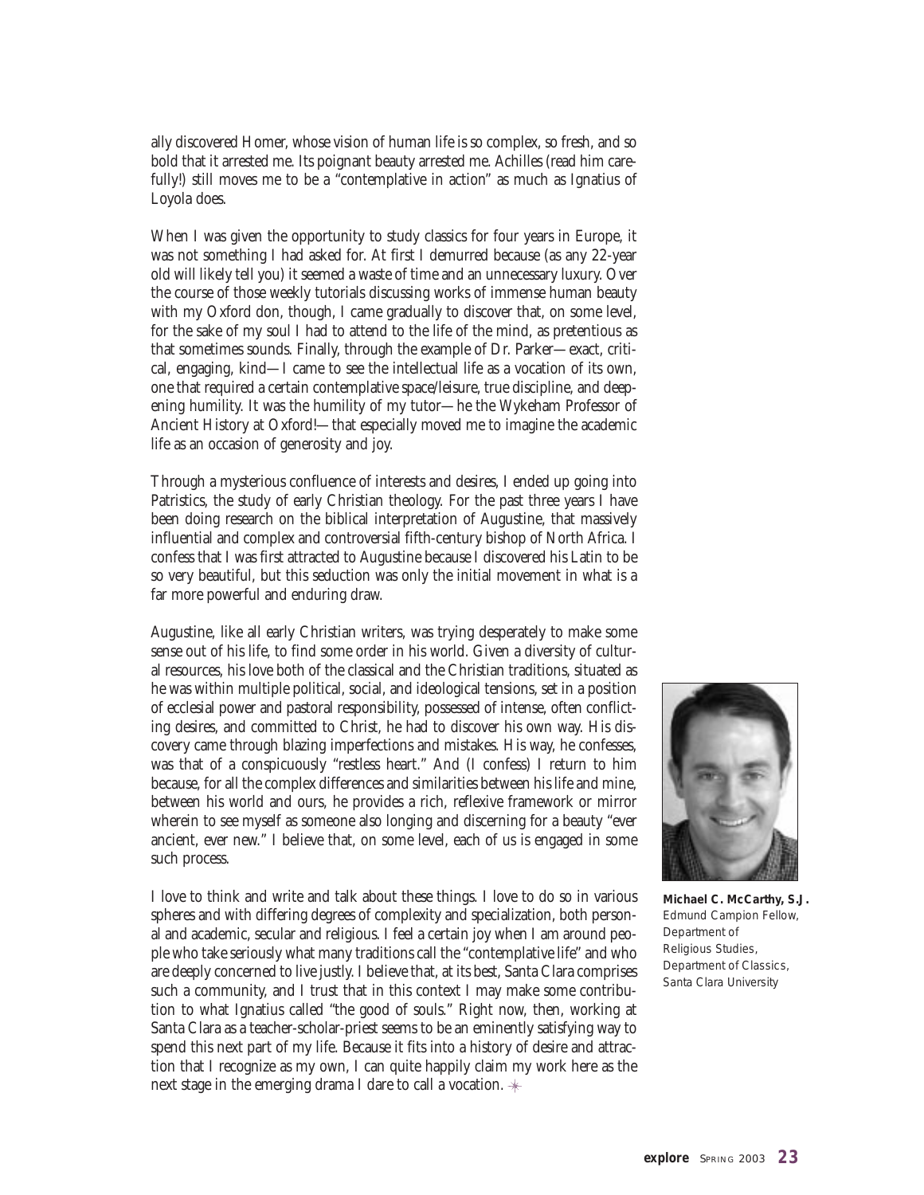ally discovered Homer, whose vision of human life is so complex, so fresh, and so bold that it arrested me. Its poignant beauty arrested me. Achilles (read him carefully!) still moves me to be a "contemplative in action" as much as Ignatius of Loyola does.

When I was given the opportunity to study classics for four years in Europe, it was not something I had asked for. At first I demurred because (as any 22-year old will likely tell you) it seemed a waste of time and an unnecessary luxury. Over the course of those weekly tutorials discussing works of immense human beauty with my Oxford don, though, I came gradually to discover that, on some level, for the sake of my soul I had to attend to the life of the mind, as pretentious as that sometimes sounds. Finally, through the example of Dr. Parker—exact, critical, engaging, kind—I came to see the intellectual life as a vocation of its own, one that required a certain contemplative space/leisure, true discipline, and deepening humility. It was the humility of my tutor—he the Wykeham Professor of Ancient History at Oxford!—that especially moved me to imagine the academic life as an occasion of generosity and joy.

Through a mysterious confluence of interests and desires, I ended up going into Patristics, the study of early Christian theology. For the past three years I have been doing research on the biblical interpretation of Augustine, that massively influential and complex and controversial fifth-century bishop of North Africa. I confess that I was first attracted to Augustine because I discovered his Latin to be so very beautiful, but this seduction was only the initial movement in what is a far more powerful and enduring draw.

Augustine, like all early Christian writers, was trying desperately to make some sense out of his life, to find some order in his world. Given a diversity of cultural resources, his love both of the classical and the Christian traditions, situated as he was within multiple political, social, and ideological tensions, set in a position of ecclesial power and pastoral responsibility, possessed of intense, often conflicting desires, and committed to Christ, he had to discover his own way. His discovery came through blazing imperfections and mistakes. His way, he confesses, was that of a conspicuously "restless heart." And (I confess) I return to him because, for all the complex differences and similarities between his life and mine, between his world and ours, he provides a rich, reflexive framework or mirror wherein to see myself as someone also longing and discerning for a beauty "ever ancient, ever new." I believe that, on some level, each of us is engaged in some such process.

I love to think and write and talk about these things. I love to do so in various spheres and with differing degrees of complexity and specialization, both personal and academic, secular and religious. I feel a certain joy when I am around people who take seriously what many traditions call the "contemplative life" and who are deeply concerned to live justly. I believe that, at its best, Santa Clara comprises such a community, and I trust that in this context I may make some contribution to what Ignatius called "the good of souls." Right now, then, working at Santa Clara as a teacher-scholar-priest seems to be an eminently satisfying way to spend this next part of my life. Because it fits into a history of desire and attraction that I recognize as my own, I can quite happily claim my work here as the next stage in the emerging drama I dare to call a vocation.

**Michael C. McCarthy, S.J.**
Edmund Campion Fellow, Department of Religious Studies, Department of Classics, Santa Clara University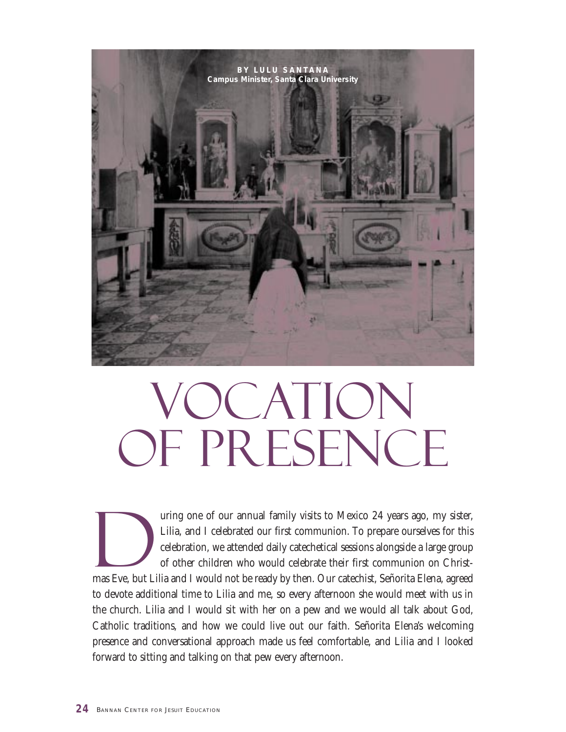**BY LULU SANTANA**
**Campus Minister, Santa Clara University**

# VOCATION OF PRESENCE

During one of our annual family visits to Mexico 24 years ago, my sister, Lilia, and I celebrated our first communion. To prepare ourselves for this celebration, we attended daily catechetical sessions alongside a large group of other children who would celebrate their first communion on Christmas Eve, but Lilia and I would not be ready by then. Our catechist, Señorita Elena, agreed to devote additional time to Lilia and me, so every afternoon she would meet with us in the church. Lilia and I would sit with her on a pew and we would all talk about God, Catholic traditions, and how we could live out our faith. Señorita Elena's welcoming presence and conversational approach made us feel comfortable, and Lilia and I looked forward to sitting and talking on that pew every afternoon.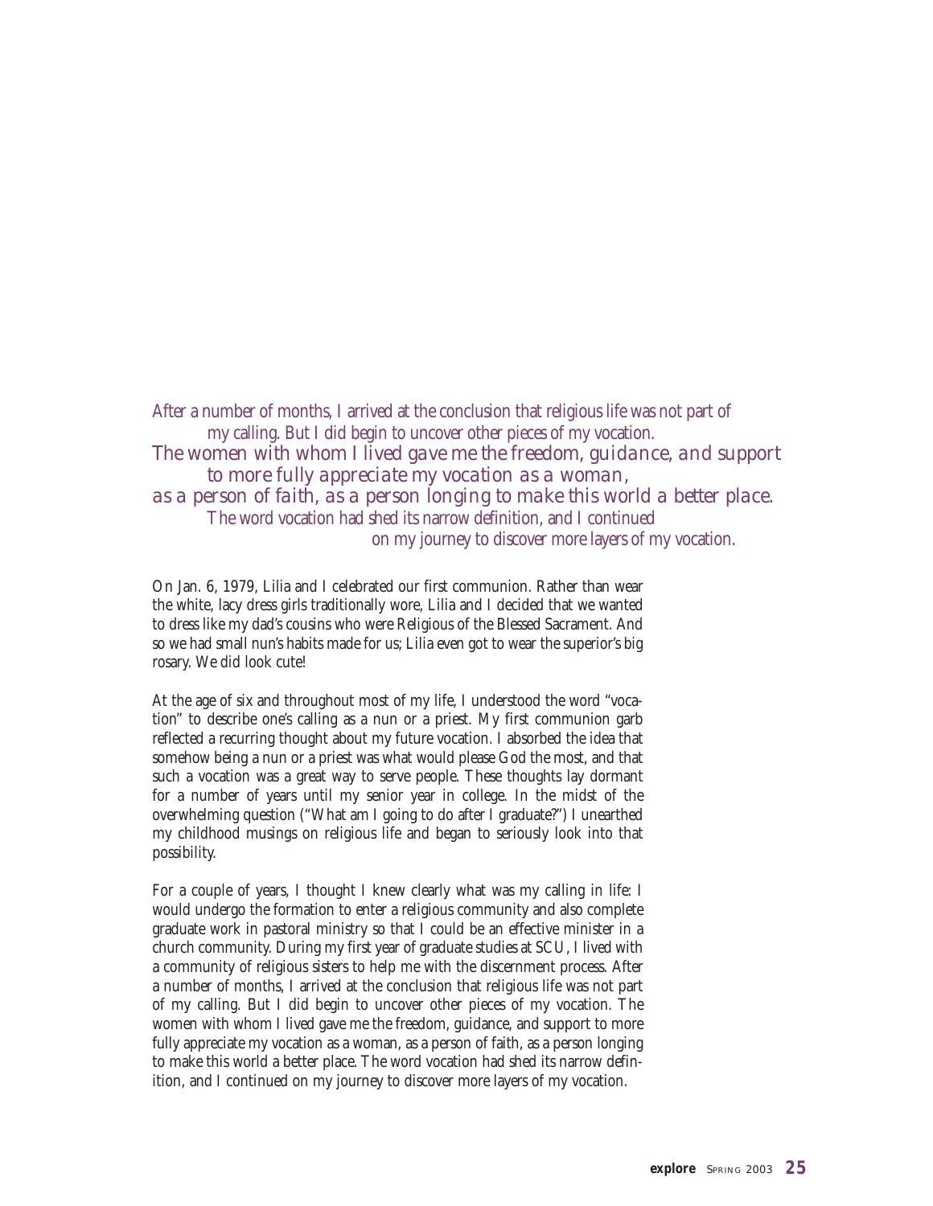*After a number of months, I arrived at the conclusion that religious life was not part of my calling. But I did begin to uncover other pieces of my vocation. The women with whom I lived gave me the freedom, guidance, and support to more fully appreciate my vocation as a woman, as a person of faith, as a person longing to make this world a better place. The word vocation had shed its narrow definition, and I continued on my journey to discover more layers of my vocation.*

On Jan. 6, 1979, Lilia and I celebrated our first communion. Rather than wear the white, lacy dress girls traditionally wore, Lilia and I decided that we wanted to dress like my dad's cousins who were Religious of the Blessed Sacrament. And so we had small nun's habits made for us; Lilia even got to wear the superior's big rosary. We did look cute!

At the age of six and throughout most of my life, I understood the word "vocation" to describe one's calling as a nun or a priest. My first communion garb reflected a recurring thought about my future vocation. I absorbed the idea that somehow being a nun or a priest was what would please God the most, and that such a vocation was a great way to serve people. These thoughts lay dormant for a number of years until my senior year in college. In the midst of the overwhelming question ("What am I going to do after I graduate?") I unearthed my childhood musings on religious life and began to seriously look into that possibility.

For a couple of years, I thought I knew clearly what was my calling in life: I would undergo the formation to enter a religious community and also complete graduate work in pastoral ministry so that I could be an effective minister in a church community. During my first year of graduate studies at SCU, I lived with a community of religious sisters to help me with the discernment process. After a number of months, I arrived at the conclusion that religious life was not part of my calling. But I did begin to uncover other pieces of my vocation. The women with whom I lived gave me the freedom, guidance, and support to more fully appreciate my vocation as a woman, as a person of faith, as a person longing to make this world a better place. The word vocation had shed its narrow definition, and I continued on my journey to discover more layers of my vocation.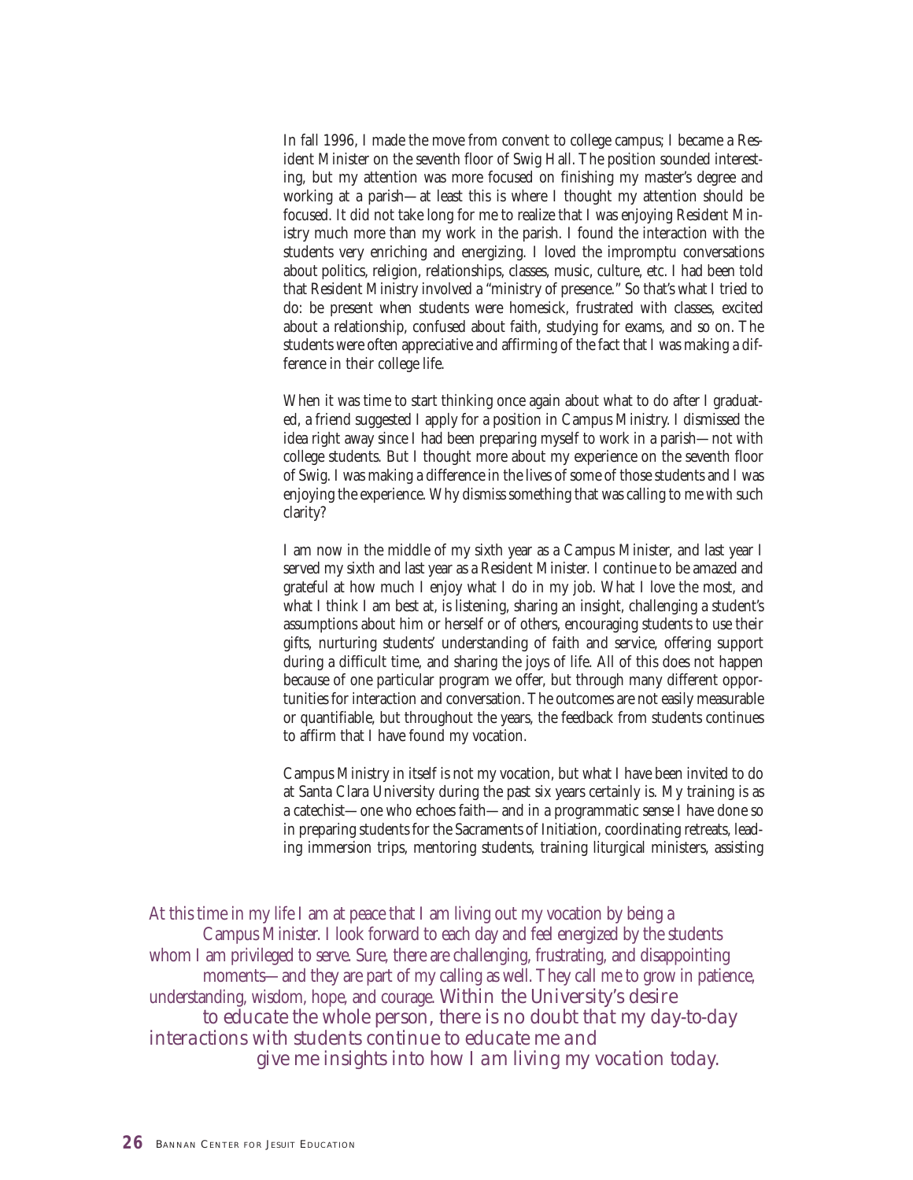In fall 1996, I made the move from convent to college campus; I became a Resident Minister on the seventh floor of Swig Hall. The position sounded interesting, but my attention was more focused on finishing my master's degree and working at a parish—at least this is where I thought my attention should be focused. It did not take long for me to realize that I was enjoying Resident Ministry much more than my work in the parish. I found the interaction with the students very enriching and energizing. I loved the impromptu conversations about politics, religion, relationships, classes, music, culture, etc. I had been told that Resident Ministry involved a "ministry of presence." So that's what I tried to do: be present when students were homesick, frustrated with classes, excited about a relationship, confused about faith, studying for exams, and so on. The students were often appreciative and affirming of the fact that I was making a difference in their college life.

When it was time to start thinking once again about what to do after I graduated, a friend suggested I apply for a position in Campus Ministry. I dismissed the idea right away since I had been preparing myself to work in a parish—not with college students. But I thought more about my experience on the seventh floor of Swig. I was making a difference in the lives of some of those students and I was enjoying the experience. Why dismiss something that was calling to me with such clarity?

I am now in the middle of my sixth year as a Campus Minister, and last year I served my sixth and last year as a Resident Minister. I continue to be amazed and grateful at how much I enjoy what I do in my job. What I love the most, and what I think I am best at, is listening, sharing an insight, challenging a student's assumptions about him or herself or of others, encouraging students to use their gifts, nurturing students' understanding of faith and service, offering support during a difficult time, and sharing the joys of life. All of this does not happen because of one particular program we offer, but through many different opportunities for interaction and conversation. The outcomes are not easily measurable or quantifiable, but throughout the years, the feedback from students continues to affirm that I have found my vocation.

Campus Ministry in itself is not my vocation, but what I have been invited to do at Santa Clara University during the past six years certainly is. My training is as a catechist—one who echoes faith—and in a programmatic sense I have done so in preparing students for the Sacraments of Initiation, coordinating retreats, leading immersion trips, mentoring students, training liturgical ministers, assisting

At this time in my life I am at peace that I am living out my vocation by being a Campus Minister. I look forward to each day and feel energized by the students whom I am privileged to serve. Sure, there are challenging, frustrating, and disappointing moments—and they are part of my calling as well. They call me to grow in patience, understanding, wisdom, hope, and courage. *Within the University's desire to educate the whole person, there is no doubt that my day-to-day interactions with students continue to educate me and give me insights into how I am living my vocation today.*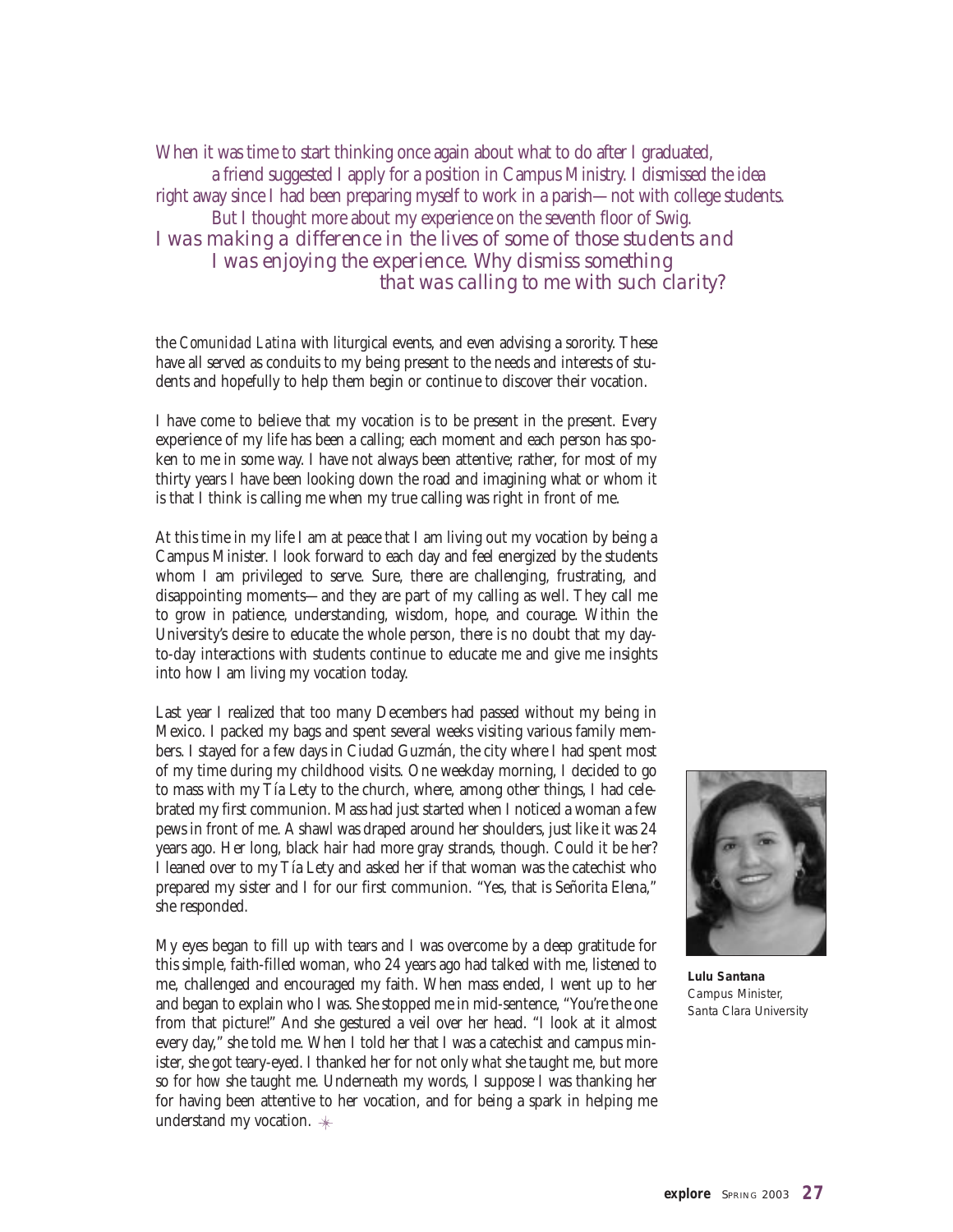*When it was time to start thinking once again about what to do after I graduated, a friend suggested I apply for a position in Campus Ministry. I dismissed the idea right away since I had been preparing myself to work in a parish—not with college students. But I thought more about my experience on the seventh floor of Swig. I was making a difference in the lives of some of those students and I was enjoying the experience. Why dismiss something that was calling to me with such clarity?*

the *Comunidad Latina* with liturgical events, and even advising a sorority. These have all served as conduits to my being present to the needs and interests of students and hopefully to help them begin or continue to discover their vocation.

I have come to believe that my vocation is to be present in the present. Every experience of my life has been a calling; each moment and each person has spoken to me in some way. I have not always been attentive; rather, for most of my thirty years I have been looking down the road and imagining what or whom it is that I think is calling me when my true calling was right in front of me.

At this time in my life I am at peace that I am living out my vocation by being a Campus Minister. I look forward to each day and feel energized by the students whom I am privileged to serve. Sure, there are challenging, frustrating, and disappointing moments—and they are part of my calling as well. They call me to grow in patience, understanding, wisdom, hope, and courage. Within the University's desire to educate the whole person, there is no doubt that my day-to-day interactions with students continue to educate me and give me insights into how I am living my vocation today.

Last year I realized that too many Decembers had passed without my being in Mexico. I packed my bags and spent several weeks visiting various family members. I stayed for a few days in Ciudad Guzmán, the city where I had spent most of my time during my childhood visits. One weekday morning, I decided to go to mass with my Tía Lety to the church, where, among other things, I had celebrated my first communion. Mass had just started when I noticed a woman a few pews in front of me. A shawl was draped around her shoulders, just like it was 24 years ago. Her long, black hair had more gray strands, though. Could it be her? I leaned over to my Tía Lety and asked her if that woman was the catechist who prepared my sister and I for our first communion. "Yes, that is Señorita Elena," she responded.

My eyes began to fill up with tears and I was overcome by a deep gratitude for this simple, faith-filled woman, who 24 years ago had talked with me, listened to me, challenged and encouraged my faith. When mass ended, I went up to her and began to explain who I was. She stopped me in mid-sentence, "You're the one from that picture!" And she gestured a veil over her head. "I look at it almost every day," she told me. When I told her that I was a catechist and campus minister, she got teary-eyed. I thanked her for not only *what* she taught me, but more so for *how* she taught me. Underneath my words, I suppose I was thanking her for having been attentive to her vocation, and for being a spark in helping me understand my vocation.

**Lulu Santana**
Campus Minister,
Santa Clara University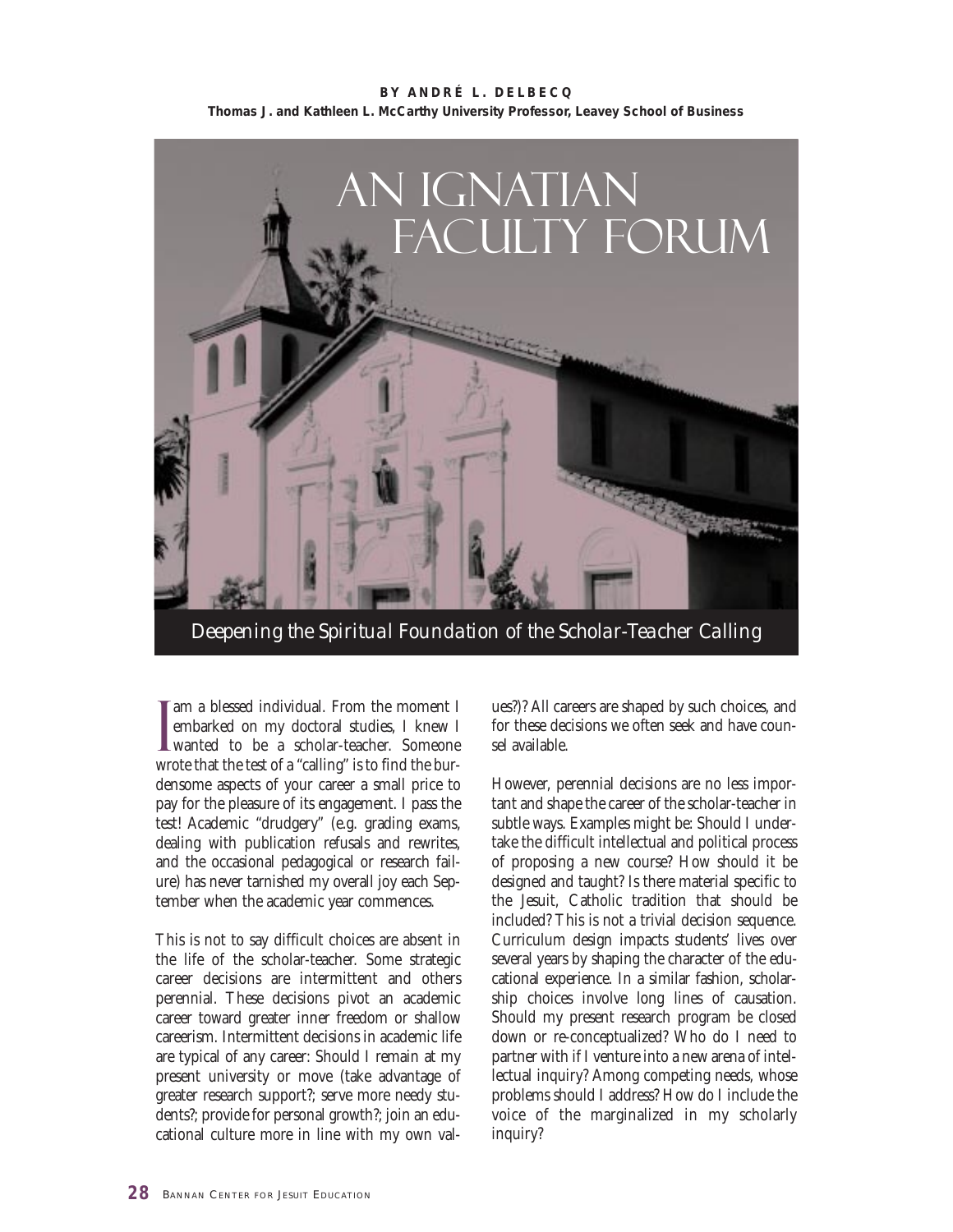**BY ANDRÉ L. DELBECQ**
**Thomas J. and Kathleen L. McCarthy University Professor, Leavey School of Business**

# AN IGNATIAN FACULTY FORUM

*Deepening the Spiritual Foundation of the Scholar-Teacher Calling*

I am a blessed individual. From the moment I embarked on my doctoral studies, I knew I wanted to be a scholar-teacher. Someone wrote that the test of a "calling" is to find the burdensome aspects of your career a small price to pay for the pleasure of its engagement. I pass the test! Academic "drudgery" (e.g. grading exams, dealing with publication refusals and rewrites, and the occasional pedagogical or research failure) has never tarnished my overall joy each September when the academic year commences.

This is not to say difficult choices are absent in the life of the scholar-teacher. Some strategic career decisions are intermittent and others perennial. These decisions pivot an academic career toward greater inner freedom or shallow careerism. Intermittent decisions in academic life are typical of any career: Should I remain at my present university or move (take advantage of greater research support?; serve more needy students?; provide for personal growth?; join an educational culture more in line with my own values?)? All careers are shaped by such choices, and for these decisions we often seek and have counsel available.

However, perennial decisions are no less important and shape the career of the scholar-teacher in subtle ways. Examples might be: Should I undertake the difficult intellectual and political process of proposing a new course? How should it be designed and taught? Is there material specific to the Jesuit, Catholic tradition that should be included? This is not a trivial decision sequence. Curriculum design impacts students' lives over several years by shaping the character of the educational experience. In a similar fashion, scholarship choices involve long lines of causation. Should my present research program be closed down or re-conceptualized? Who do I need to partner with if I venture into a new arena of intellectual inquiry? Among competing needs, whose problems should I address? How do I include the voice of the marginalized in my scholarly inquiry?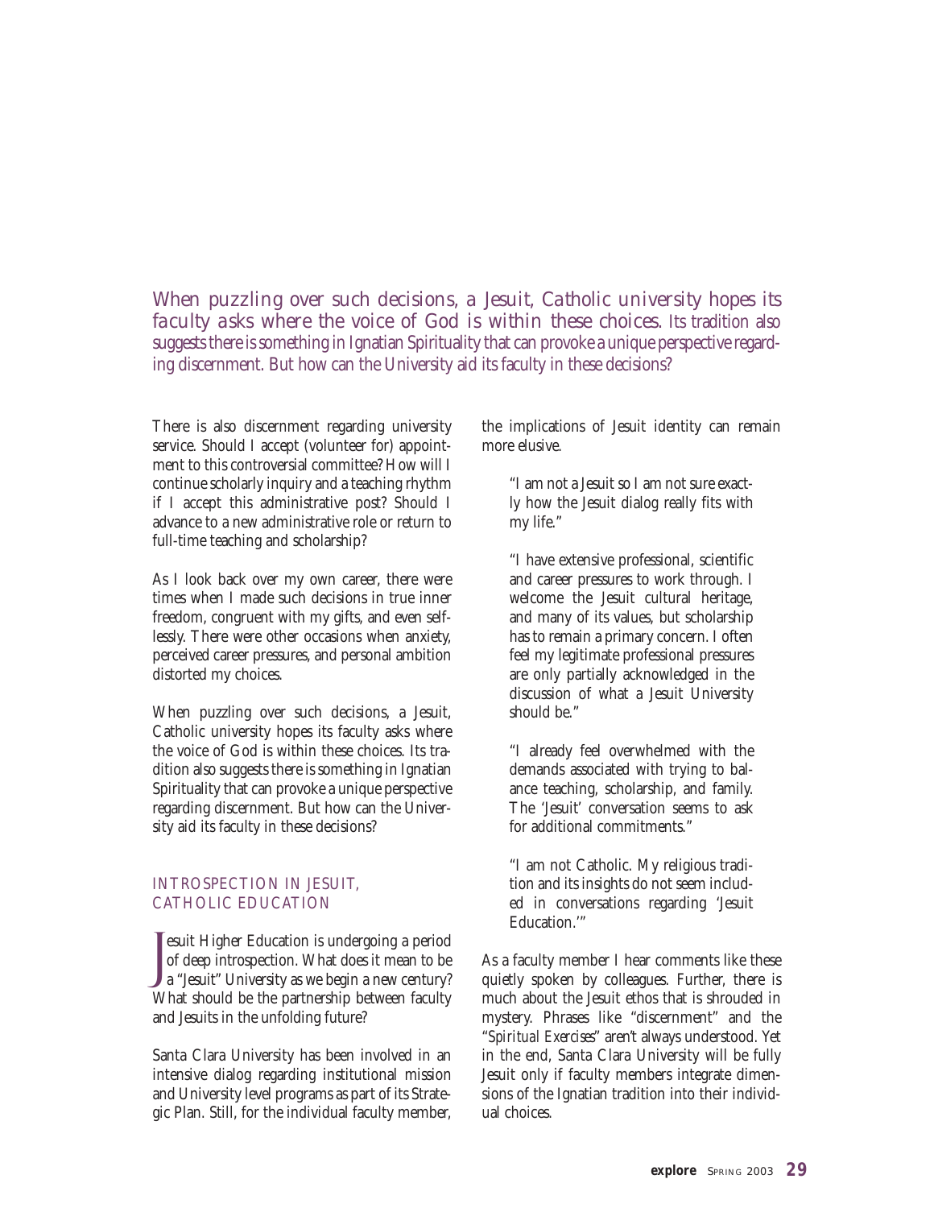*When puzzling over such decisions, a Jesuit, Catholic university hopes its faculty asks where the voice of God is within these choices. Its tradition also suggests there is something in Ignatian Spirituality that can provoke a unique perspective regarding discernment. But how can the University aid its faculty in these decisions?*

There is also discernment regarding university service. Should I accept (volunteer for) appointment to this controversial committee? How will I continue scholarly inquiry and a teaching rhythm if I accept this administrative post? Should I advance to a new administrative role or return to full-time teaching and scholarship?

As I look back over my own career, there were times when I made such decisions in true inner freedom, congruent with my gifts, and even selflessly. There were other occasions when anxiety, perceived career pressures, and personal ambition distorted my choices.

When puzzling over such decisions, a Jesuit, Catholic university hopes its faculty asks where the voice of God is within these choices. Its tradition also suggests there is something in Ignatian Spirituality that can provoke a unique perspective regarding discernment. But how can the University aid its faculty in these decisions?

## INTROSPECTION IN JESUIT, CATHOLIC EDUCATION

Jesuit Higher Education is undergoing a period of deep introspection. What does it mean to be a "Jesuit" University as we begin a new century? What should be the partnership between faculty and Jesuits in the unfolding future?

Santa Clara University has been involved in an intensive dialog regarding institutional mission and University level programs as part of its Strategic Plan. Still, for the individual faculty member, the implications of Jesuit identity can remain more elusive.

> "I am not a Jesuit so I am not sure exactly how the Jesuit dialog really fits with my life."

> "I have extensive professional, scientific and career pressures to work through. I welcome the Jesuit cultural heritage, and many of its values, but scholarship has to remain a primary concern. I often feel my legitimate professional pressures are only partially acknowledged in the discussion of what a Jesuit University should be."

> "I already feel overwhelmed with the demands associated with trying to balance teaching, scholarship, and family. The 'Jesuit' conversation seems to ask for additional commitments."

> "I am not Catholic. My religious tradition and its insights do not seem included in conversations regarding 'Jesuit Education.'"

As a faculty member I hear comments like these quietly spoken by colleagues. Further, there is much about the Jesuit ethos that is shrouded in mystery. Phrases like "discernment" and the "*Spiritual Exercises*" aren't always understood. Yet in the end, Santa Clara University will be fully Jesuit only if faculty members integrate dimensions of the Ignatian tradition into their individual choices.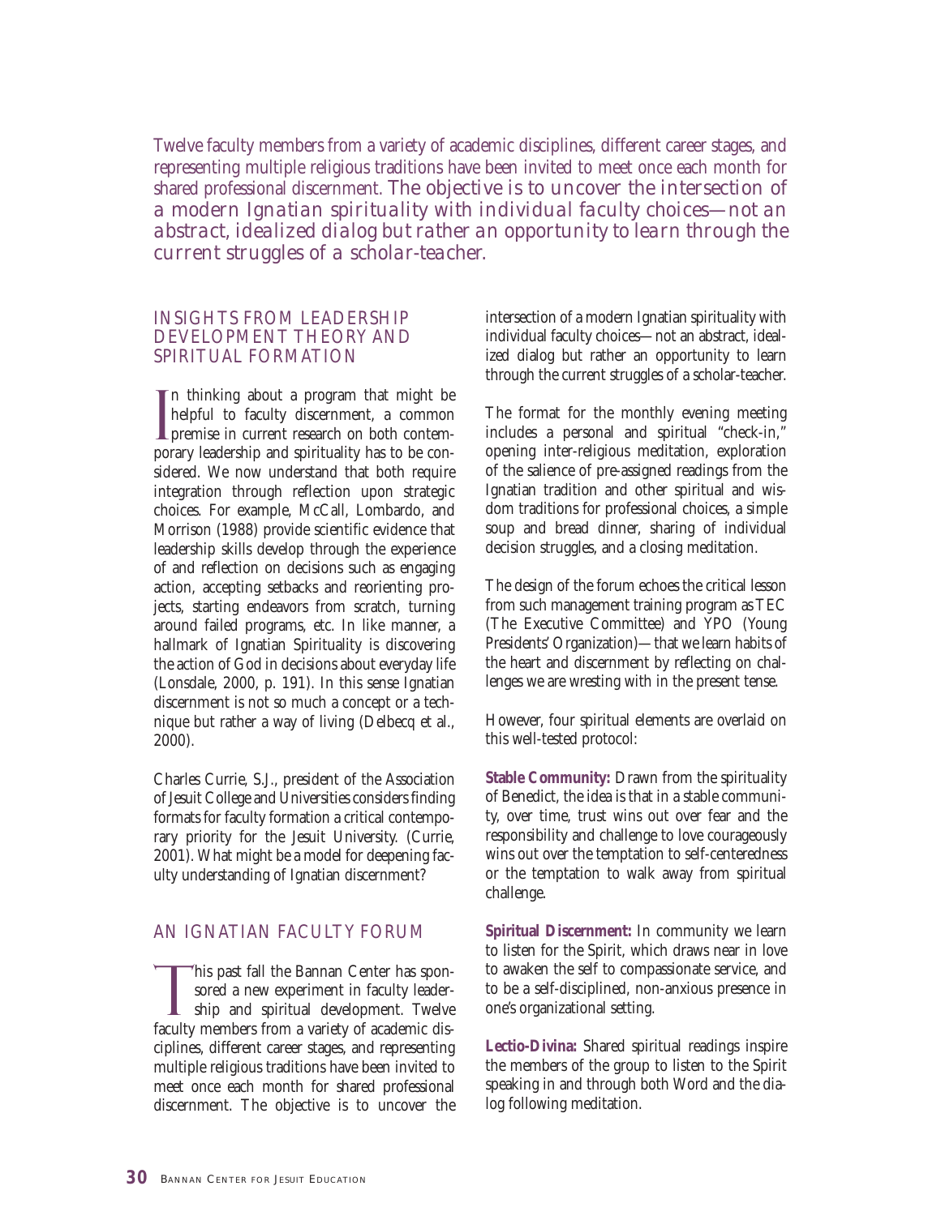*Twelve faculty members from a variety of academic disciplines, different career stages, and representing multiple religious traditions have been invited to meet once each month for shared professional discernment. The objective is to uncover the intersection of a modern Ignatian spirituality with individual faculty choices—not an abstract, idealized dialog but rather an opportunity to learn through the current struggles of a scholar-teacher.*

## INSIGHTS FROM LEADERSHIP DEVELOPMENT THEORY AND SPIRITUAL FORMATION

In thinking about a program that might be helpful to faculty discernment, a common premise in current research on both contemporary leadership and spirituality has to be considered. We now understand that both require integration through reflection upon strategic choices. For example, McCall, Lombardo, and Morrison (1988) provide scientific evidence that leadership skills develop through the experience of and reflection on decisions such as engaging action, accepting setbacks and reorienting projects, starting endeavors from scratch, turning around failed programs, etc. In like manner, a hallmark of Ignatian Spirituality is discovering the action of God in decisions about everyday life (Lonsdale, 2000, p. 191). In this sense Ignatian discernment is not so much a concept or a technique but rather a way of living (Delbecq et al., 2000).

Charles Currie, S.J., president of the Association of Jesuit College and Universities considers finding formats for faculty formation a critical contemporary priority for the Jesuit University. (Currie, 2001). What might be a model for deepening faculty understanding of Ignatian discernment?

## AN IGNATIAN FACULTY FORUM

This past fall the Bannan Center has sponsored a new experiment in faculty leadership and spiritual development. Twelve faculty members from a variety of academic disciplines, different career stages, and representing multiple religious traditions have been invited to meet once each month for shared professional discernment. The objective is to uncover the intersection of a modern Ignatian spirituality with individual faculty choices—not an abstract, idealized dialog but rather an opportunity to learn through the current struggles of a scholar-teacher.

The format for the monthly evening meeting includes a personal and spiritual "check-in," opening inter-religious meditation, exploration of the salience of pre-assigned readings from the Ignatian tradition and other spiritual and wisdom traditions for professional choices, a simple soup and bread dinner, sharing of individual decision struggles, and a closing meditation.

The design of the forum echoes the critical lesson from such management training program as TEC (The Executive Committee) and YPO (Young Presidents' Organization)—that we learn habits of the heart and discernment by reflecting on challenges we are wresting with in the present tense.

However, four spiritual elements are overlaid on this well-tested protocol:

**Stable Community:** Drawn from the spirituality of Benedict, the idea is that in a stable community, over time, trust wins out over fear and the responsibility and challenge to love courageously wins out over the temptation to self-centeredness or the temptation to walk away from spiritual challenge.

**Spiritual Discernment:** In community we learn to listen for the Spirit, which draws near in love to awaken the self to compassionate service, and to be a self-disciplined, non-anxious presence in one's organizational setting.

**Lectio-Divina:** Shared spiritual readings inspire the members of the group to listen to the Spirit speaking in and through both Word and the dialog following meditation.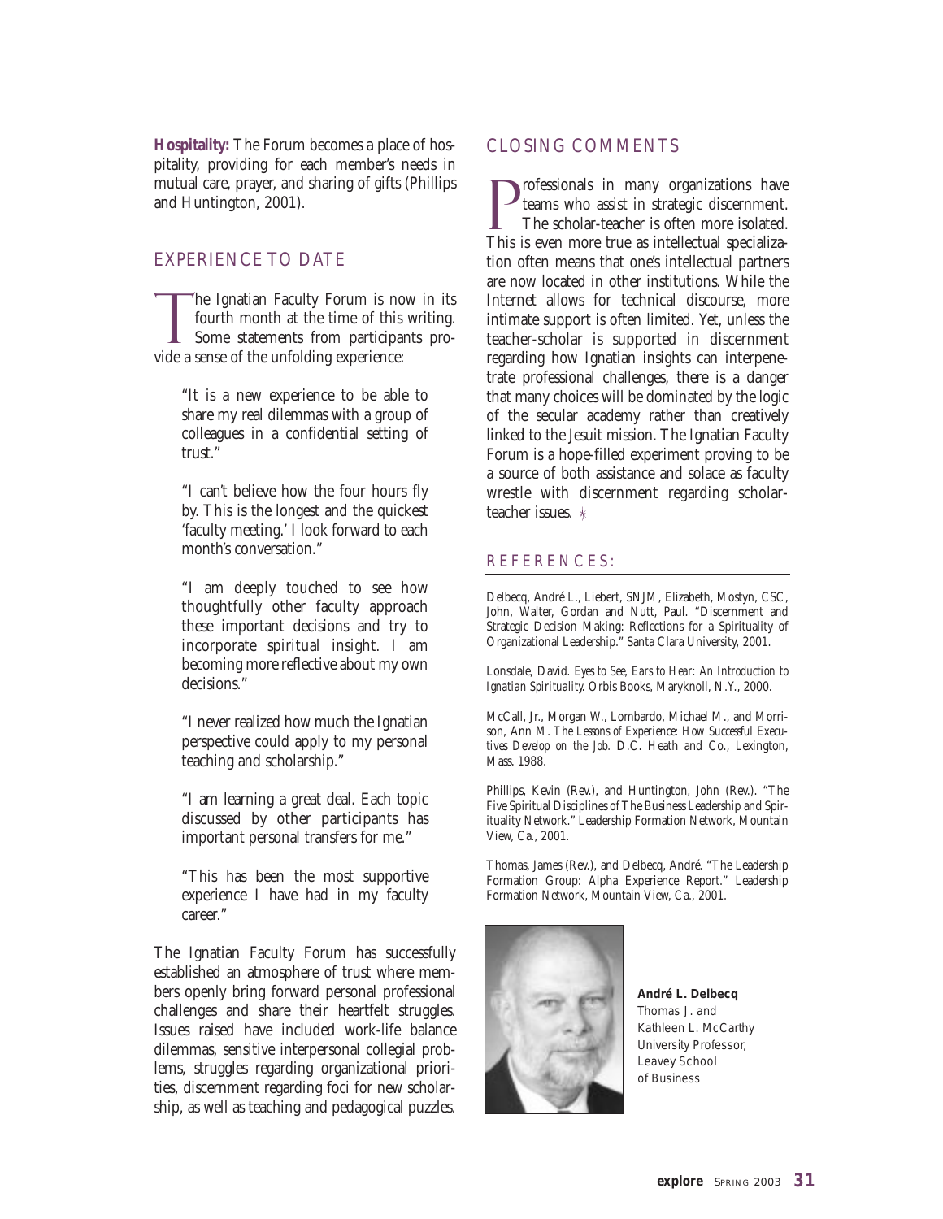**Hospitality:** The Forum becomes a place of hospitality, providing for each member's needs in mutual care, prayer, and sharing of gifts (Phillips and Huntington, 2001).

## EXPERIENCE TO DATE

The Ignatian Faculty Forum is now in its fourth month at the time of this writing. Some statements from participants provide a sense of the unfolding experience:

> "It is a new experience to be able to share my real dilemmas with a group of colleagues in a confidential setting of trust."
>
> "I can't believe how the four hours fly by. This is the longest and the quickest 'faculty meeting.' I look forward to each month's conversation."
>
> "I am deeply touched to see how thoughtfully other faculty approach these important decisions and try to incorporate spiritual insight. I am becoming more reflective about my own decisions."
>
> "I never realized how much the Ignatian perspective could apply to my personal teaching and scholarship."
>
> "I am learning a great deal. Each topic discussed by other participants has important personal transfers for me."
>
> "This has been the most supportive experience I have had in my faculty career."

The Ignatian Faculty Forum has successfully established an atmosphere of trust where members openly bring forward personal professional challenges and share their heartfelt struggles. Issues raised have included work-life balance dilemmas, sensitive interpersonal collegial problems, struggles regarding organizational priorities, discernment regarding foci for new scholarship, as well as teaching and pedagogical puzzles.

## CLOSING COMMENTS

Professionals in many organizations have teams who assist in strategic discernment. The scholar-teacher is often more isolated. This is even more true as intellectual specialization often means that one's intellectual partners are now located in other institutions. While the Internet allows for technical discourse, more intimate support is often limited. Yet, unless the teacher-scholar is supported in discernment regarding how Ignatian insights can interpenetrate professional challenges, there is a danger that many choices will be dominated by the logic of the secular academy rather than creatively linked to the Jesuit mission. The Ignatian Faculty Forum is a hope-filled experiment proving to be a source of both assistance and solace as faculty wrestle with discernment regarding scholar-teacher issues.

## REFERENCES:

Delbecq, André L., Liebert, SNJM, Elizabeth, Mostyn, CSC, John, Walter, Gordan and Nutt, Paul. "Discernment and Strategic Decision Making: Reflections for a Spirituality of Organizational Leadership." Santa Clara University, 2001.

Lonsdale, David. *Eyes to See, Ears to Hear: An Introduction to Ignatian Spirituality.* Orbis Books, Maryknoll, N.Y., 2000.

McCall, Jr., Morgan W., Lombardo, Michael M., and Morrison, Ann M. *The Lessons of Experience: How Successful Executives Develop on the Job.* D.C. Heath and Co., Lexington, Mass. 1988.

Phillips, Kevin (Rev.), and Huntington, John (Rev.). "The Five Spiritual Disciplines of The Business Leadership and Spirituality Network." Leadership Formation Network, Mountain View, Ca., 2001.

Thomas, James (Rev.), and Delbecq, André. "The Leadership Formation Group: Alpha Experience Report." Leadership Formation Network, Mountain View, Ca., 2001.

**André L. Delbecq**
Thomas J. and Kathleen L. McCarthy University Professor, Leavey School of Business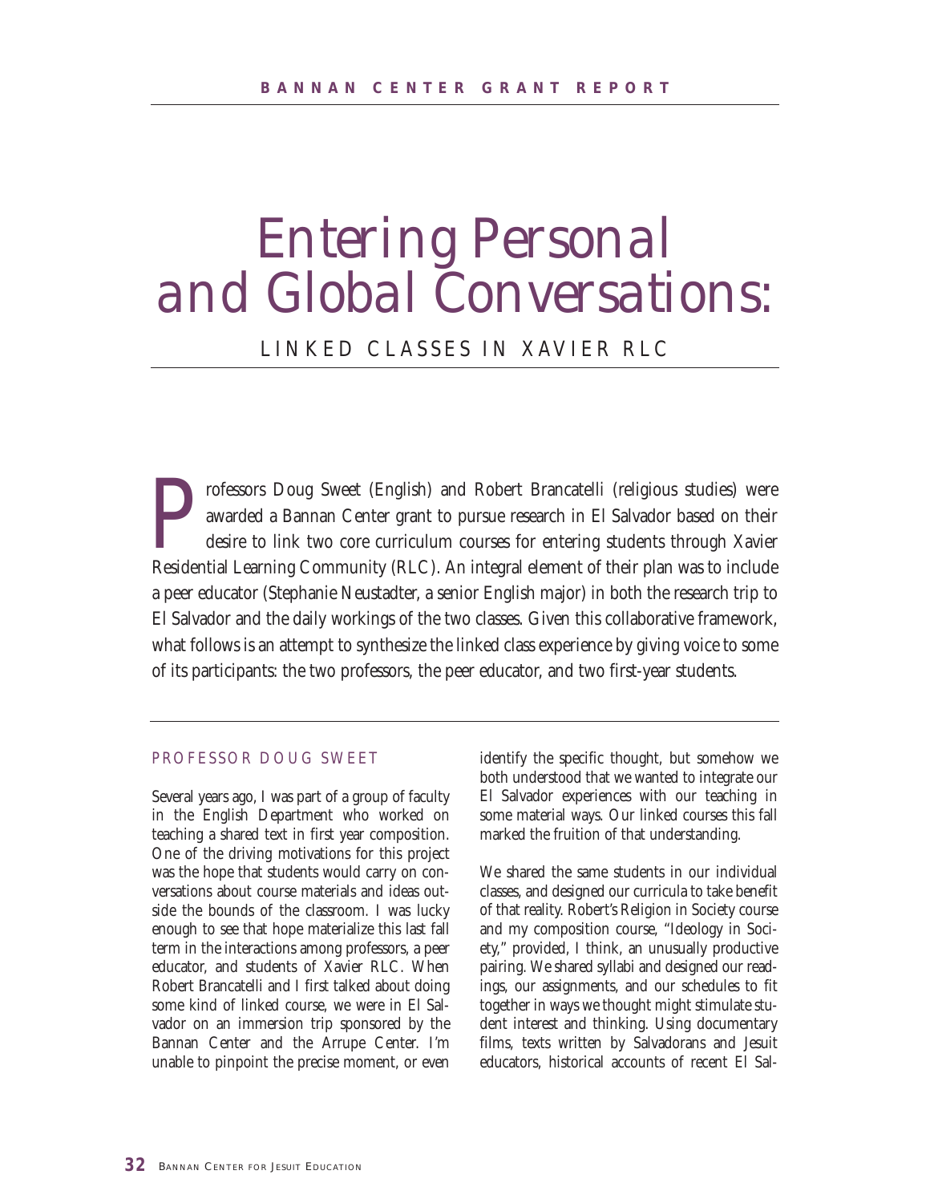# *Entering Personal and Global Conversations:*

## LINKED CLASSES IN XAVIER RLC

Professors Doug Sweet (English) and Robert Brancatelli (religious studies) were awarded a Bannan Center grant to pursue research in El Salvador based on their desire to link two core curriculum courses for entering students through Xavier Residential Learning Community (RLC). An integral element of their plan was to include a peer educator (Stephanie Neustadter, a senior English major) in both the research trip to El Salvador and the daily workings of the two classes. Given this collaborative framework, what follows is an attempt to synthesize the linked class experience by giving voice to some of its participants: the two professors, the peer educator, and two first-year students.

### PROFESSOR DOUG SWEET

Several years ago, I was part of a group of faculty in the English Department who worked on teaching a shared text in first year composition. One of the driving motivations for this project was the hope that students would carry on conversations about course materials and ideas outside the bounds of the classroom. I was lucky enough to see that hope materialize this last fall term in the interactions among professors, a peer educator, and students of Xavier RLC. When Robert Brancatelli and I first talked about doing some kind of linked course, we were in El Salvador on an immersion trip sponsored by the Bannan Center and the Arrupe Center. I'm unable to pinpoint the precise moment, or even identify the specific thought, but somehow we both understood that we wanted to integrate our El Salvador experiences with our teaching in some material ways. Our linked courses this fall marked the fruition of that understanding.

We shared the same students in our individual classes, and designed our curricula to take benefit of that reality. Robert's Religion in Society course and my composition course, "Ideology in Society," provided, I think, an unusually productive pairing. We shared syllabi and designed our readings, our assignments, and our schedules to fit together in ways we thought might stimulate student interest and thinking. Using documentary films, texts written by Salvadorans and Jesuit educators, historical accounts of recent El Sal-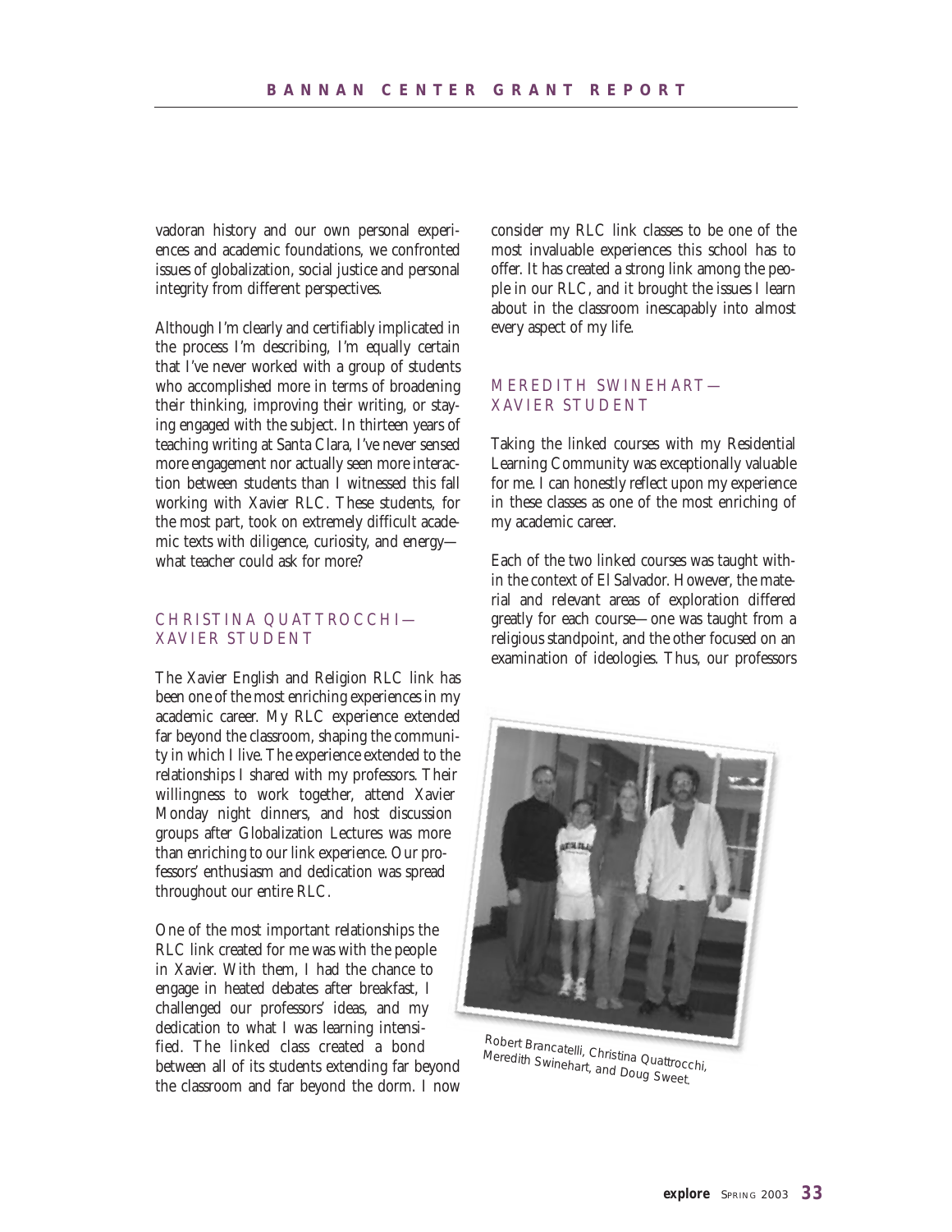vadoran history and our own personal experiences and academic foundations, we confronted issues of globalization, social justice and personal integrity from different perspectives.

Although I'm clearly and certifiably implicated in the process I'm describing, I'm equally certain that I've never worked with a group of students who accomplished more in terms of broadening their thinking, improving their writing, or staying engaged with the subject. In thirteen years of teaching writing at Santa Clara, I've never sensed more engagement nor actually seen more interaction between students than I witnessed this fall working with Xavier RLC. These students, for the most part, took on extremely difficult academic texts with diligence, curiosity, and energy—what teacher could ask for more?

### CHRISTINA QUATTROCCHI—XAVIER STUDENT

The Xavier English and Religion RLC link has been one of the most enriching experiences in my academic career. My RLC experience extended far beyond the classroom, shaping the community in which I live. The experience extended to the relationships I shared with my professors. Their willingness to work together, attend Xavier Monday night dinners, and host discussion groups after Globalization Lectures was more than enriching to our link experience. Our professors' enthusiasm and dedication was spread throughout our entire RLC.

One of the most important relationships the RLC link created for me was with the people in Xavier. With them, I had the chance to engage in heated debates after breakfast, I challenged our professors' ideas, and my dedication to what I was learning intensified. The linked class created a bond between all of its students extending far beyond the classroom and far beyond the dorm. I now consider my RLC link classes to be one of the most invaluable experiences this school has to offer. It has created a strong link among the people in our RLC, and it brought the issues I learn about in the classroom inescapably into almost every aspect of my life.

### MEREDITH SWINEHART—XAVIER STUDENT

Taking the linked courses with my Residential Learning Community was exceptionally valuable for me. I can honestly reflect upon my experience in these classes as one of the most enriching of my academic career.

Each of the two linked courses was taught within the context of El Salvador. However, the material and relevant areas of exploration differed greatly for each course—one was taught from a religious standpoint, and the other focused on an examination of ideologies. Thus, our professors

*Robert Brancatelli, Christina Quattrocchi, Meredith Swinehart, and Doug Sweet.*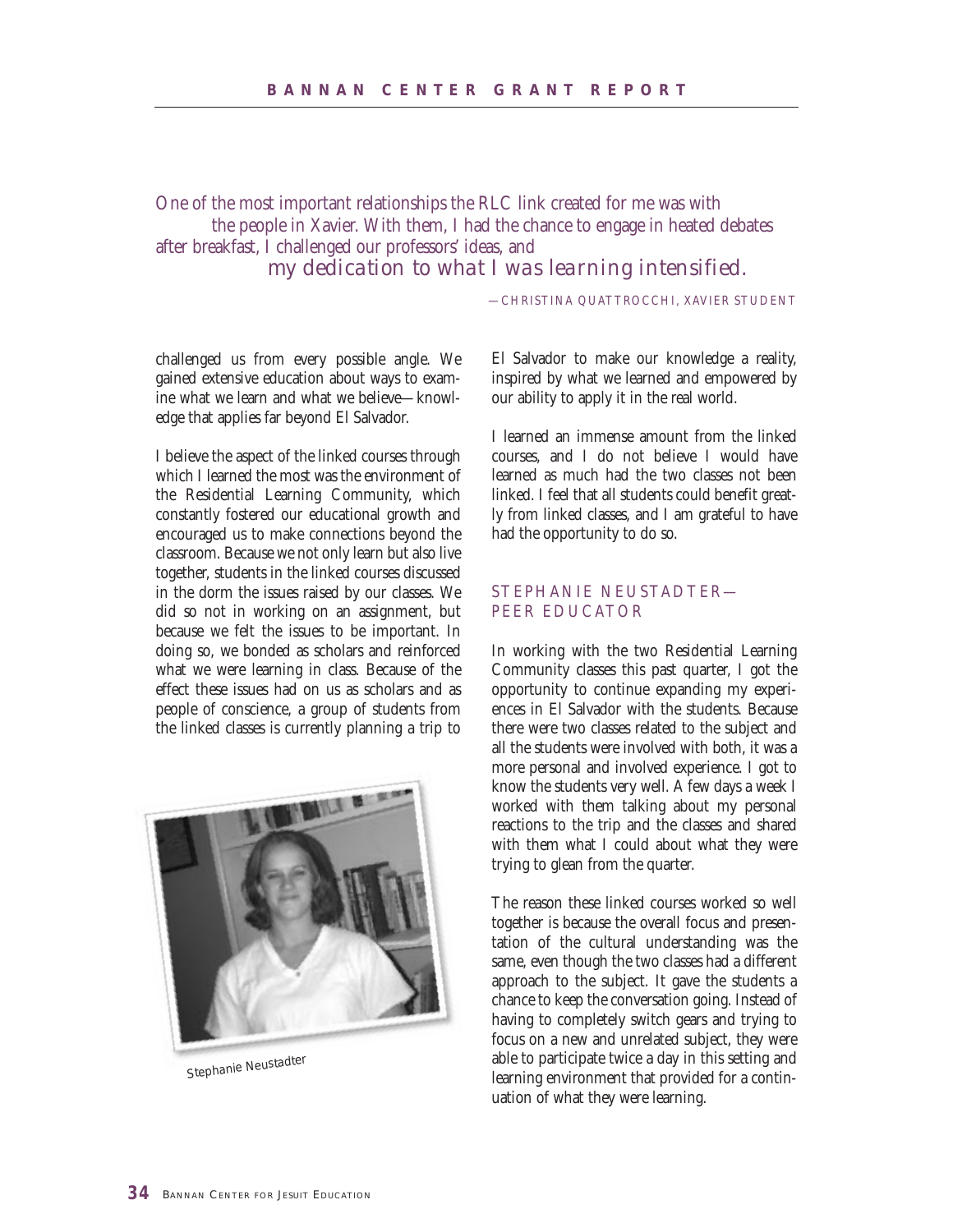*One of the most important relationships the RLC link created for me was with the people in Xavier. With them, I had the chance to engage in heated debates after breakfast, I challenged our professors' ideas, and my dedication to what I was learning intensified.*

—CHRISTINA QUATTROCCHI, XAVIER STUDENT

challenged us from every possible angle. We gained extensive education about ways to examine what we learn and what we believe—knowledge that applies far beyond El Salvador.

I believe the aspect of the linked courses through which I learned the most was the environment of the Residential Learning Community, which constantly fostered our educational growth and encouraged us to make connections beyond the classroom. Because we not only learn but also live together, students in the linked courses discussed in the dorm the issues raised by our classes. We did so not in working on an assignment, but because we felt the issues to be important. In doing so, we bonded as scholars and reinforced what we were learning in class. Because of the effect these issues had on us as scholars and as people of conscience, a group of students from the linked classes is currently planning a trip to El Salvador to make our knowledge a reality, inspired by what we learned and empowered by our ability to apply it in the real world.

I learned an immense amount from the linked courses, and I do not believe I would have learned as much had the two classes not been linked. I feel that all students could benefit greatly from linked classes, and I am grateful to have had the opportunity to do so.

Stephanie Neustadter

## STEPHANIE NEUSTADTER—PEER EDUCATOR

In working with the two Residential Learning Community classes this past quarter, I got the opportunity to continue expanding my experiences in El Salvador with the students. Because there were two classes related to the subject and all the students were involved with both, it was a more personal and involved experience. I got to know the students very well. A few days a week I worked with them talking about my personal reactions to the trip and the classes and shared with them what I could about what they were trying to glean from the quarter.

The reason these linked courses worked so well together is because the overall focus and presentation of the cultural understanding was the same, even though the two classes had a different approach to the subject. It gave the students a chance to keep the conversation going. Instead of having to completely switch gears and trying to focus on a new and unrelated subject, they were able to participate twice a day in this setting and learning environment that provided for a continuation of what they were learning.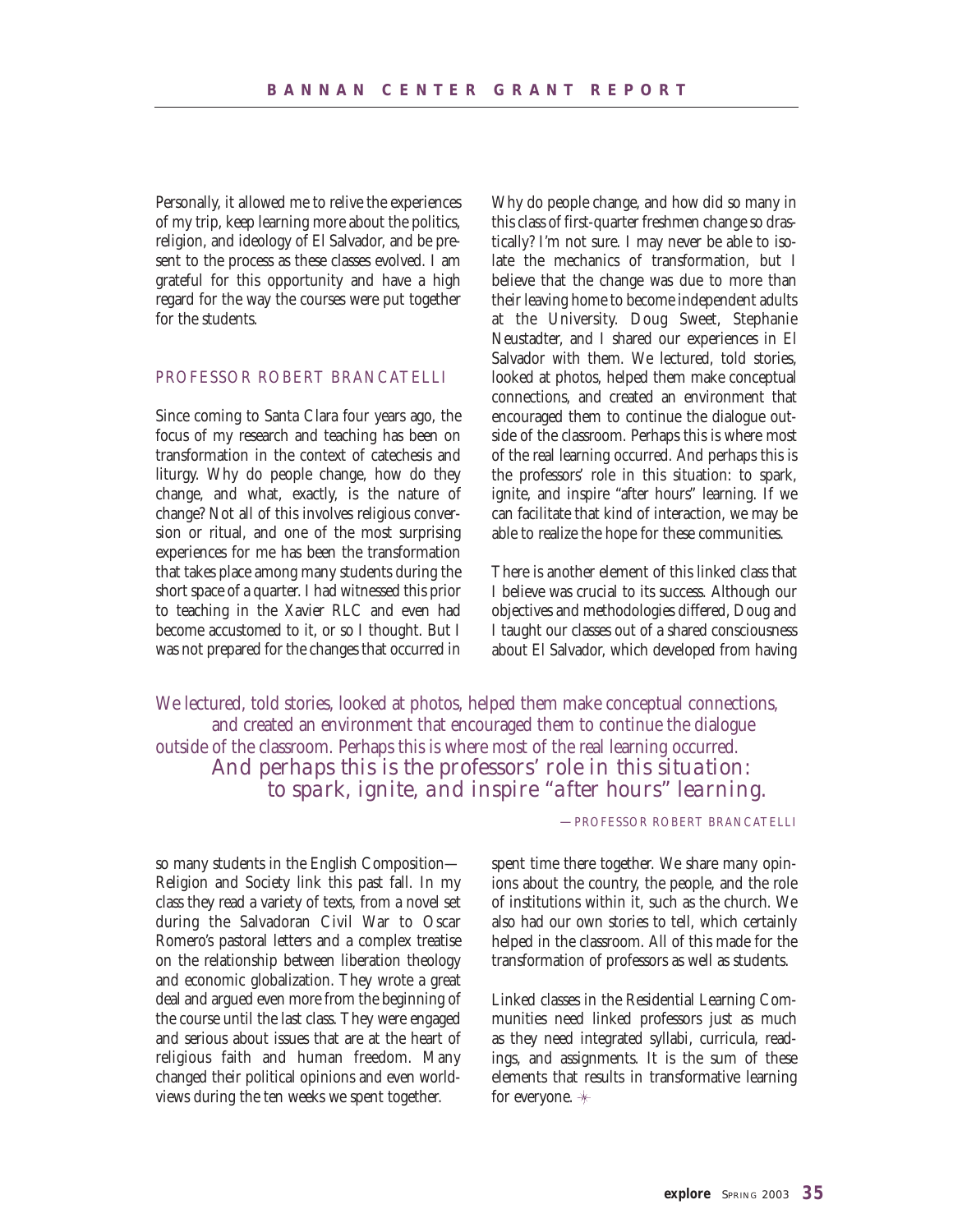Personally, it allowed me to relive the experiences of my trip, keep learning more about the politics, religion, and ideology of El Salvador, and be present to the process as these classes evolved. I am grateful for this opportunity and have a high regard for the way the courses were put together for the students.

## PROFESSOR ROBERT BRANCATELLI

Since coming to Santa Clara four years ago, the focus of my research and teaching has been on transformation in the context of catechesis and liturgy. Why do people change, how do they change, and what, exactly, is the nature of change? Not all of this involves religious conversion or ritual, and one of the most surprising experiences for me has been the transformation that takes place among many students during the short space of a quarter. I had witnessed this prior to teaching in the Xavier RLC and even had become accustomed to it, or so I thought. But I was not prepared for the changes that occurred in so many students in the English Composition—Religion and Society link this past fall. In my class they read a variety of texts, from a novel set during the Salvadoran Civil War to Oscar Romero's pastoral letters and a complex treatise on the relationship between liberation theology and economic globalization. They wrote a great deal and argued even more from the beginning of the course until the last class. They were engaged and serious about issues that are at the heart of religious faith and human freedom. Many changed their political opinions and even worldviews during the ten weeks we spent together.

Why do people change, and how did so many in this class of first-quarter freshmen change so drastically? I'm not sure. I may never be able to isolate the mechanics of transformation, but I believe that the change was due to more than their leaving home to become independent adults at the University. Doug Sweet, Stephanie Neustadter, and I shared our experiences in El Salvador with them. We lectured, told stories, looked at photos, helped them make conceptual connections, and created an environment that encouraged them to continue the dialogue outside of the classroom. Perhaps this is where most of the real learning occurred. And perhaps this is the professors' role in this situation: to spark, ignite, and inspire "after hours" learning. If we can facilitate that kind of interaction, we may be able to realize the hope for these communities.

There is another element of this linked class that I believe was crucial to its success. Although our objectives and methodologies differed, Doug and I taught our classes out of a shared consciousness about El Salvador, which developed from having spent time there together. We share many opinions about the country, the people, and the role of institutions within it, such as the church. We also had our own stories to tell, which certainly helped in the classroom. All of this made for the transformation of professors as well as students.

> *We lectured, told stories, looked at photos, helped them make conceptual connections, and created an environment that encouraged them to continue the dialogue outside of the classroom. Perhaps this is where most of the real learning occurred. And perhaps this is the professors' role in this situation: to spark, ignite, and inspire "after hours" learning.*
>
> —PROFESSOR ROBERT BRANCATELLI

Linked classes in the Residential Learning Communities need linked professors just as much as they need integrated syllabi, curricula, readings, and assignments. It is the sum of these elements that results in transformative learning for everyone.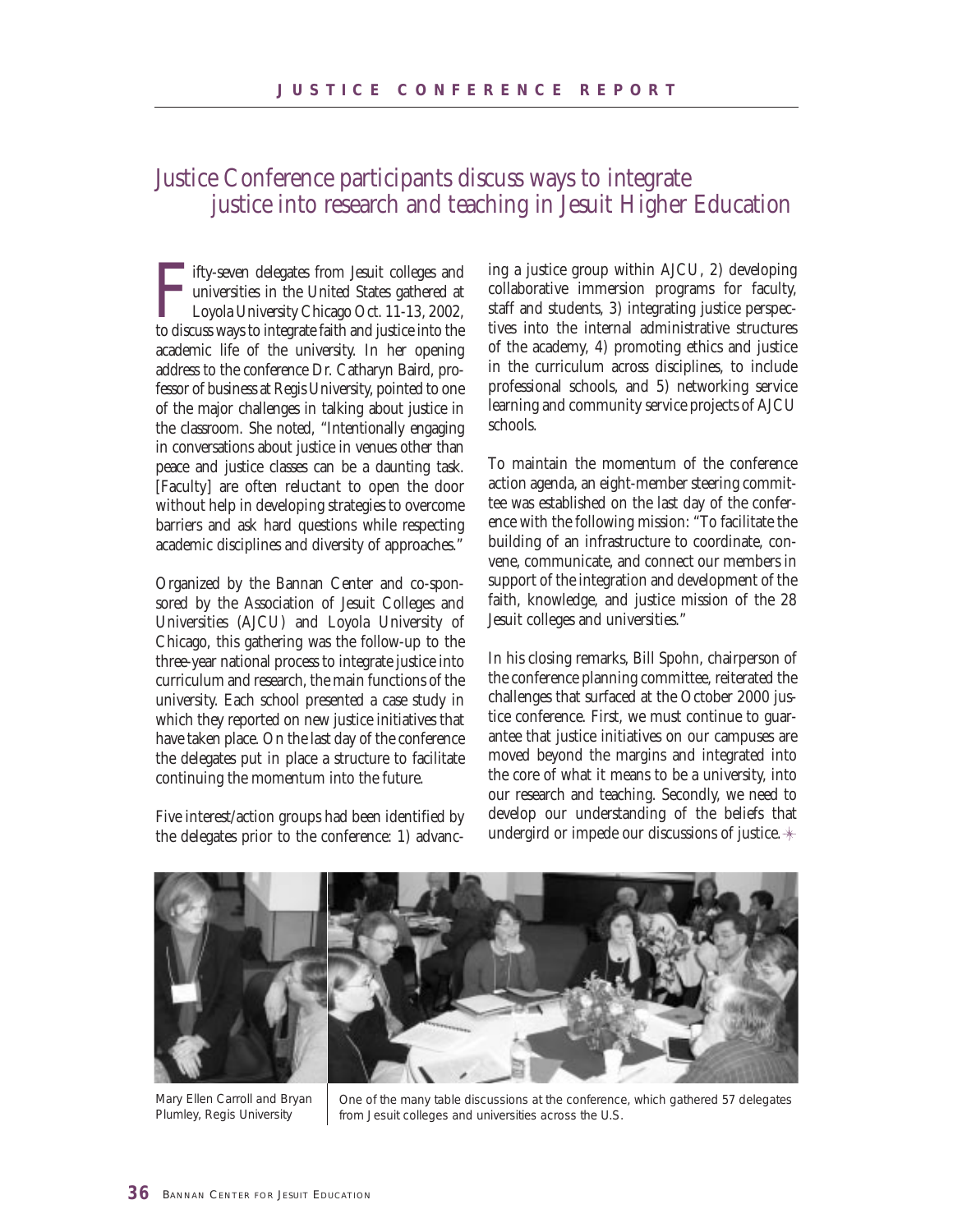# Justice Conference participants discuss ways to integrate justice into research and teaching in Jesuit Higher Education

Fifty-seven delegates from Jesuit colleges and universities in the United States gathered at Loyola University Chicago Oct. 11-13, 2002, to discuss ways to integrate faith and justice into the academic life of the university. In her opening address to the conference Dr. Catharyn Baird, professor of business at Regis University, pointed to one of the major challenges in talking about justice in the classroom. She noted, "Intentionally engaging in conversations about justice in venues other than peace and justice classes can be a daunting task. [Faculty] are often reluctant to open the door without help in developing strategies to overcome barriers and ask hard questions while respecting academic disciplines and diversity of approaches."

Organized by the Bannan Center and co-sponsored by the Association of Jesuit Colleges and Universities (AJCU) and Loyola University of Chicago, this gathering was the follow-up to the three-year national process to integrate justice into curriculum and research, the main functions of the university. Each school presented a case study in which they reported on new justice initiatives that have taken place. On the last day of the conference the delegates put in place a structure to facilitate continuing the momentum into the future.

Five interest/action groups had been identified by the delegates prior to the conference: 1) advancing a justice group within AJCU, 2) developing collaborative immersion programs for faculty, staff and students, 3) integrating justice perspectives into the internal administrative structures of the academy, 4) promoting ethics and justice in the curriculum across disciplines, to include professional schools, and 5) networking service learning and community service projects of AJCU schools.

To maintain the momentum of the conference action agenda, an eight-member steering committee was established on the last day of the conference with the following mission: "To facilitate the building of an infrastructure to coordinate, convene, communicate, and connect our members in support of the integration and development of the faith, knowledge, and justice mission of the 28 Jesuit colleges and universities."

In his closing remarks, Bill Spohn, chairperson of the conference planning committee, reiterated the challenges that surfaced at the October 2000 justice conference. First, we must continue to guarantee that justice initiatives on our campuses are moved beyond the margins and integrated into the core of what it means to be a university, into our research and teaching. Secondly, we need to develop our understanding of the beliefs that undergird or impede our discussions of justice.

Mary Ellen Carroll and Bryan Plumley, Regis University

One of the many table discussions at the conference, which gathered 57 delegates from Jesuit colleges and universities across the U.S.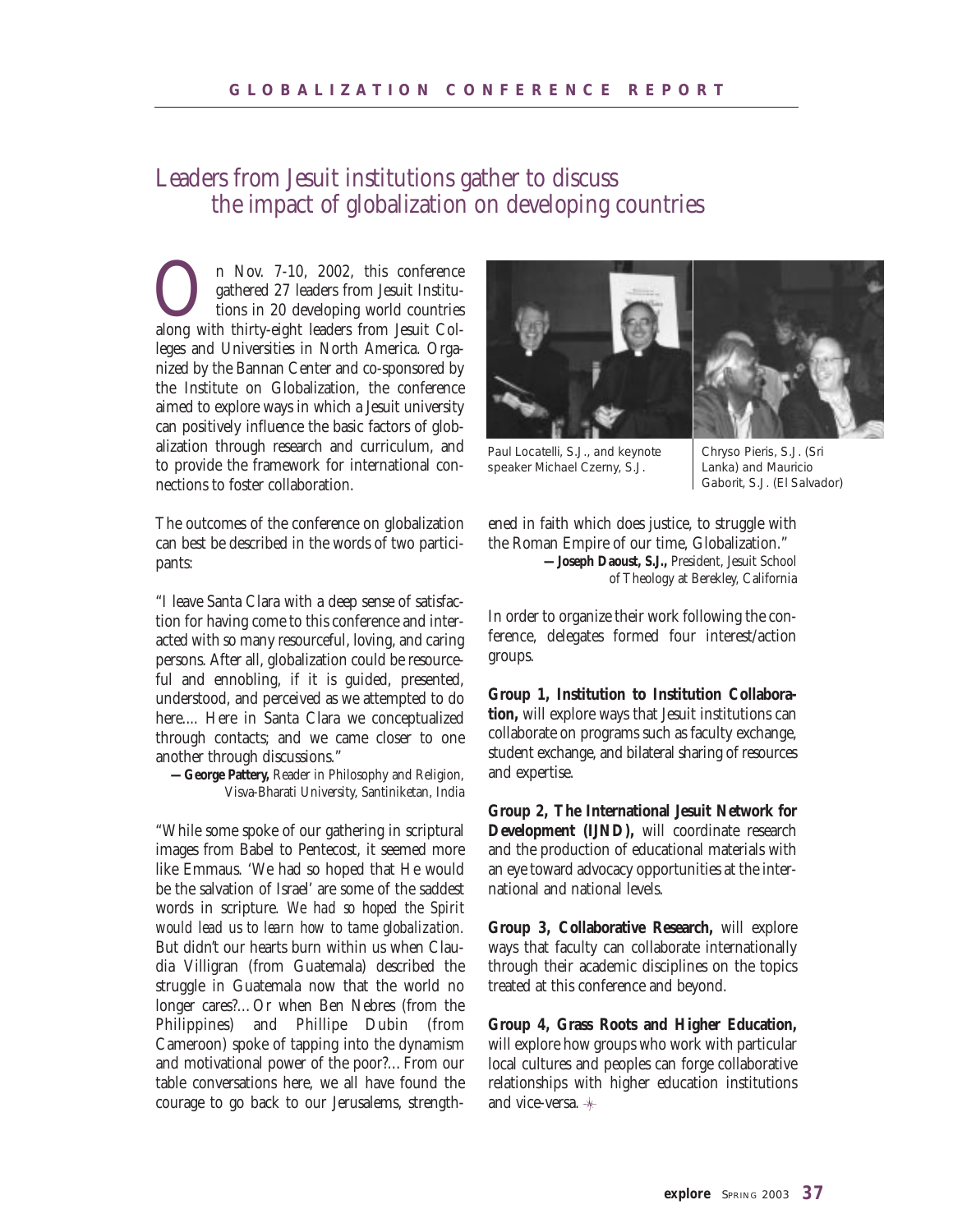# Leaders from Jesuit institutions gather to discuss the impact of globalization on developing countries

On Nov. 7-10, 2002, this conference gathered 27 leaders from Jesuit Institutions in 20 developing world countries along with thirty-eight leaders from Jesuit Colleges and Universities in North America. Organized by the Bannan Center and co-sponsored by the Institute on Globalization, the conference aimed to explore ways in which a Jesuit university can positively influence the basic factors of globalization through research and curriculum, and to provide the framework for international connections to foster collaboration.

Paul Locatelli, S.J., and keynote speaker Michael Czerny, S.J.

Chryso Pieris, S.J. (Sri Lanka) and Mauricio Gaborit, S.J. (El Salvador)

The outcomes of the conference on globalization can best be described in the words of two participants:

"I leave Santa Clara with a deep sense of satisfaction for having come to this conference and interacted with so many resourceful, loving, and caring persons. After all, globalization could be resourceful and ennobling, if it is guided, presented, understood, and perceived as we attempted to do here.... Here in Santa Clara we conceptualized through contacts; and we came closer to one another through discussions."

**—George Pattery,** *Reader in Philosophy and Religion, Visva-Bharati University, Santiniketan, India*

"While some spoke of our gathering in scriptural images from Babel to Pentecost, it seemed more like Emmaus. 'We had so hoped that He would be the salvation of Israel' are some of the saddest words in scripture. *We had so hoped the Spirit would lead us to learn how to tame globalization.* But didn't our hearts burn within us when Claudia Villigran (from Guatemala) described the struggle in Guatemala now that the world no longer cares?…Or when Ben Nebres (from the Philippines) and Phillipe Dubin (from Cameroon) spoke of tapping into the dynamism and motivational power of the poor?…From our table conversations here, we all have found the courage to go back to our Jerusalems, strengthened in faith which does justice, to struggle with the Roman Empire of our time, Globalization."

**—Joseph Daoust, S.J.,** *President, Jesuit School of Theology at Berekley, California*

In order to organize their work following the conference, delegates formed four interest/action groups.

**Group 1, Institution to Institution Collaboration,** will explore ways that Jesuit institutions can collaborate on programs such as faculty exchange, student exchange, and bilateral sharing of resources and expertise.

**Group 2, The International Jesuit Network for Development (IJND),** will coordinate research and the production of educational materials with an eye toward advocacy opportunities at the international and national levels.

**Group 3, Collaborative Research,** will explore ways that faculty can collaborate internationally through their academic disciplines on the topics treated at this conference and beyond.

**Group 4, Grass Roots and Higher Education,** will explore how groups who work with particular local cultures and peoples can forge collaborative relationships with higher education institutions and vice-versa.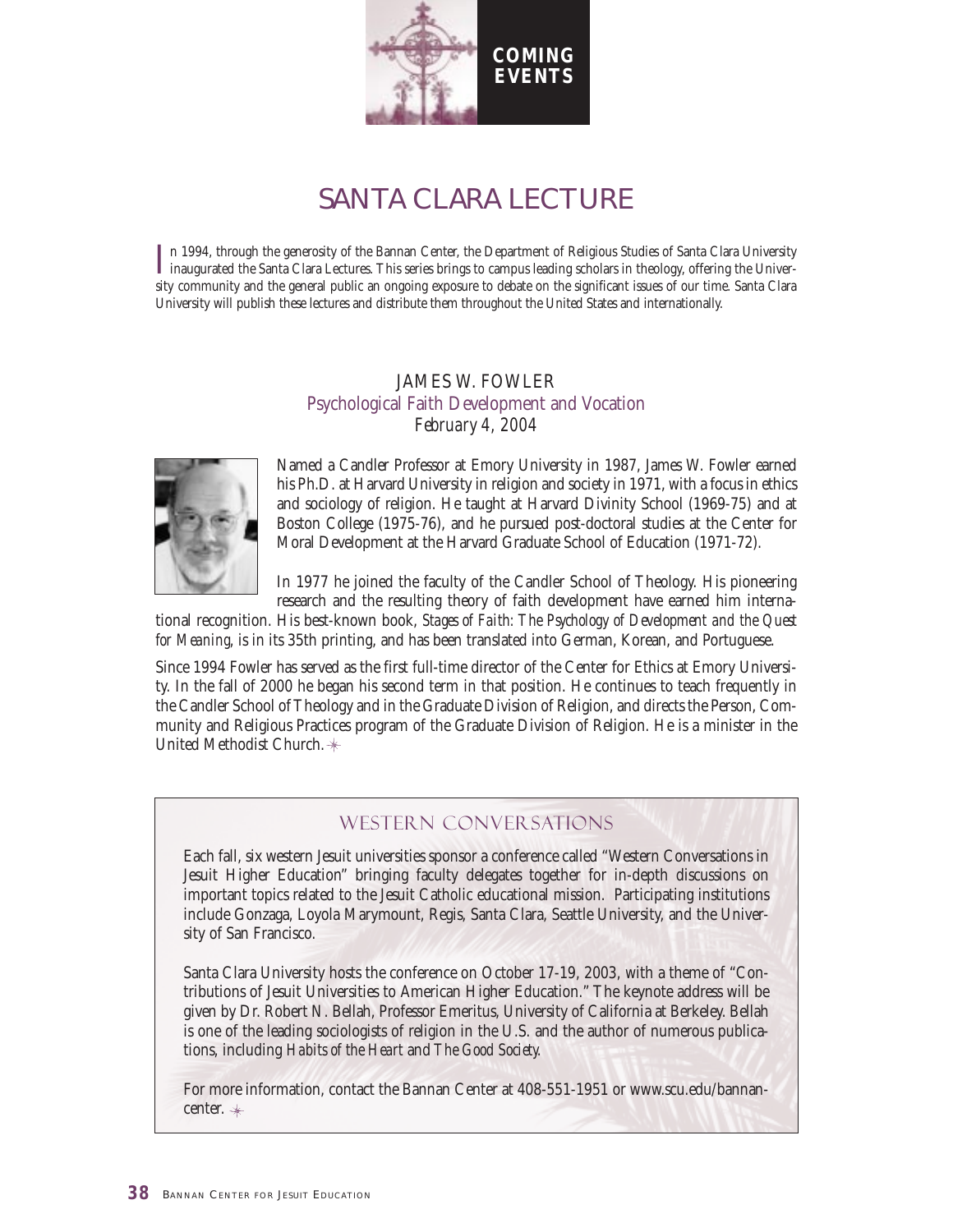COMING EVENTS

# SANTA CLARA LECTURE

In 1994, through the generosity of the Bannan Center, the Department of Religious Studies of Santa Clara University inaugurated the Santa Clara Lectures. This series brings to campus leading scholars in theology, offering the University community and the general public an ongoing exposure to debate on the significant issues of our time. Santa Clara University will publish these lectures and distribute them throughout the United States and internationally.

## JAMES W. FOWLER
### Psychological Faith Development and Vocation
*February 4, 2004*

Named a Candler Professor at Emory University in 1987, James W. Fowler earned his Ph.D. at Harvard University in religion and society in 1971, with a focus in ethics and sociology of religion. He taught at Harvard Divinity School (1969-75) and at Boston College (1975-76), and he pursued post-doctoral studies at the Center for Moral Development at the Harvard Graduate School of Education (1971-72).

In 1977 he joined the faculty of the Candler School of Theology. His pioneering research and the resulting theory of faith development have earned him international recognition. His best-known book, *Stages of Faith: The Psychology of Development and the Quest for Meaning*, is in its 35th printing, and has been translated into German, Korean, and Portuguese.

Since 1994 Fowler has served as the first full-time director of the Center for Ethics at Emory University. In the fall of 2000 he began his second term in that position. He continues to teach frequently in the Candler School of Theology and in the Graduate Division of Religion, and directs the Person, Community and Religious Practices program of the Graduate Division of Religion. He is a minister in the United Methodist Church.

## WESTERN CONVERSATIONS

Each fall, six western Jesuit universities sponsor a conference called "Western Conversations in Jesuit Higher Education" bringing faculty delegates together for in-depth discussions on important topics related to the Jesuit Catholic educational mission. Participating institutions include Gonzaga, Loyola Marymount, Regis, Santa Clara, Seattle University, and the University of San Francisco.

Santa Clara University hosts the conference on October 17-19, 2003, with a theme of "Contributions of Jesuit Universities to American Higher Education." The keynote address will be given by Dr. Robert N. Bellah, Professor Emeritus, University of California at Berkeley. Bellah is one of the leading sociologists of religion in the U.S. and the author of numerous publications, including *Habits of the Heart* and *The Good Society*.

For more information, contact the Bannan Center at 408-551-1951 or www.scu.edu/bannancenter.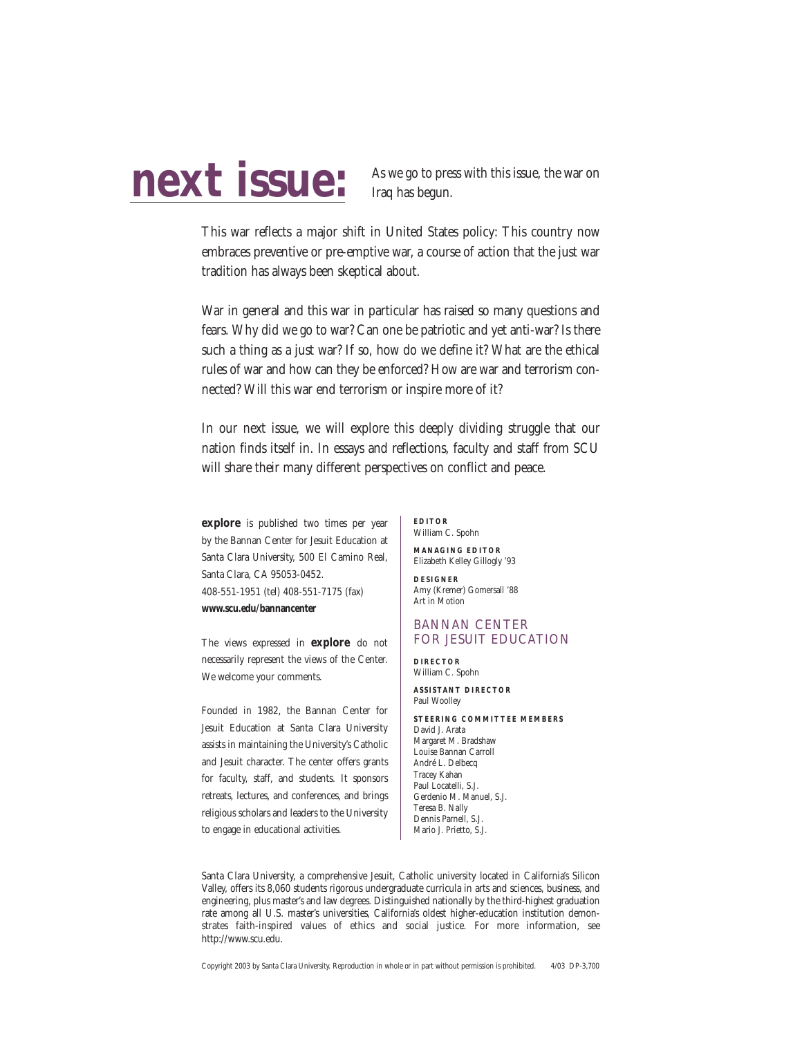# next issue:

As we go to press with this issue, the war on Iraq has begun.

This war reflects a major shift in United States policy: This country now embraces preventive or pre-emptive war, a course of action that the just war tradition has always been skeptical about.

War in general and this war in particular has raised so many questions and fears. Why did we go to war? Can one be patriotic and yet anti-war? Is there such a thing as a just war? If so, how do we define it? What are the ethical rules of war and how can they be enforced? How are war and terrorism connected? Will this war end terrorism or inspire more of it?

In our next issue, we will explore this deeply dividing struggle that our nation finds itself in. In essays and reflections, faculty and staff from SCU will share their many different perspectives on conflict and peace.

**explore** is published two times per year by the Bannan Center for Jesuit Education at Santa Clara University, 500 El Camino Real, Santa Clara, CA 95053-0452.
408-551-1951 (tel) 408-551-7175 (fax)
**www.scu.edu/bannancenter**

The views expressed in **explore** do not necessarily represent the views of the Center. We welcome your comments.

Founded in 1982, the Bannan Center for Jesuit Education at Santa Clara University assists in maintaining the University's Catholic and Jesuit character. The center offers grants for faculty, staff, and students. It sponsors retreats, lectures, and conferences, and brings religious scholars and leaders to the University to engage in educational activities.

**EDITOR**
William C. Spohn

**MANAGING EDITOR**
Elizabeth Kelley Gillogly '93

**DESIGNER**
Amy (Kremer) Gomersall '88
Art in Motion

## BANNAN CENTER FOR JESUIT EDUCATION

**DIRECTOR**
William C. Spohn

**ASSISTANT DIRECTOR**
Paul Woolley

**STEERING COMMITTEE MEMBERS**
David J. Arata
Margaret M. Bradshaw
Louise Bannan Carroll
André L. Delbecq
Tracey Kahan
Paul Locatelli, S.J.
Gerdenio M. Manuel, S.J.
Teresa B. Nally
Dennis Parnell, S.J.
Mario J. Prietto, S.J.

Santa Clara University, a comprehensive Jesuit, Catholic university located in California's Silicon Valley, offers its 8,060 students rigorous undergraduate curricula in arts and sciences, business, and engineering, plus master's and law degrees. Distinguished nationally by the third-highest graduation rate among all U.S. master's universities, California's oldest higher-education institution demonstrates faith-inspired values of ethics and social justice. For more information, see http://www.scu.edu.

Copyright 2003 by Santa Clara University. Reproduction in whole or in part without permission is prohibited. 4/03 DP-3,700